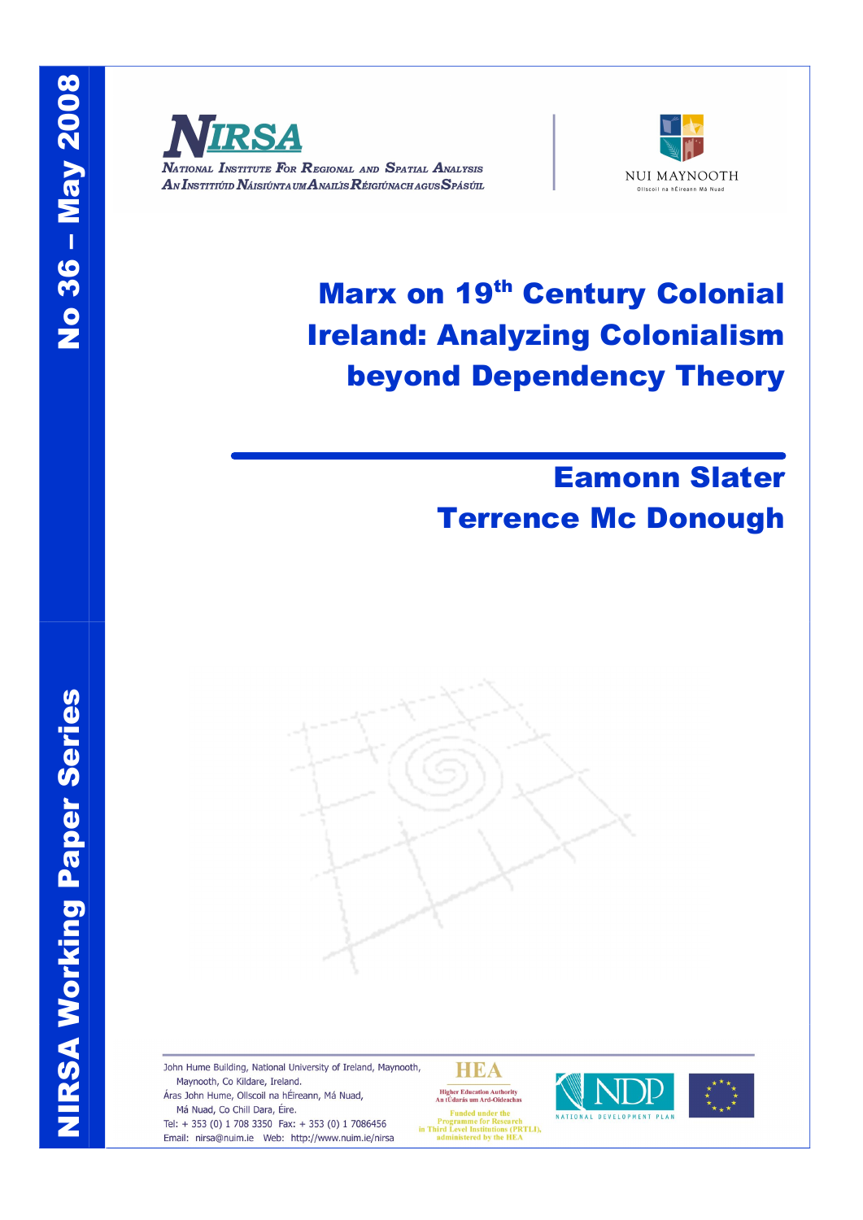# NIRSA Working Paper Series

**No 36 – May 2008**

**NIRSA**

National Institute For Regional and Spatial Analysis

An Institiúid Náisiúnta um Anailís Réigiúnach agus Spásúil

NUI MAYNOOTH

Ollscoil na hÉireann Má Nuad

# Marx on 19th Century Colonial Ireland: Analyzing Colonialism beyond Dependency Theory

## Eamonn Slater
## Terrence Mc Donough

John Hume Building, National University of Ireland, Maynooth, Maynooth, Co Kildare, Ireland.
Áras John Hume, Ollscoil na hÉireann, Má Nuad, Má Nuad, Co Chill Dara, Éire.
Tel: + 353 (0) 1 708 3350 Fax: + 353 (0) 1 7086456
Email: nirsa@nuim.ie Web: http://www.nuim.ie/nirsa

HEA
Higher Education Authority
An tÚdarás um Ard-Oideachas
Funded under the Programme for Research in Third Level Institutions (PRTLI), administered by the HEA

NDP
NATIONAL DEVELOPMENT PLAN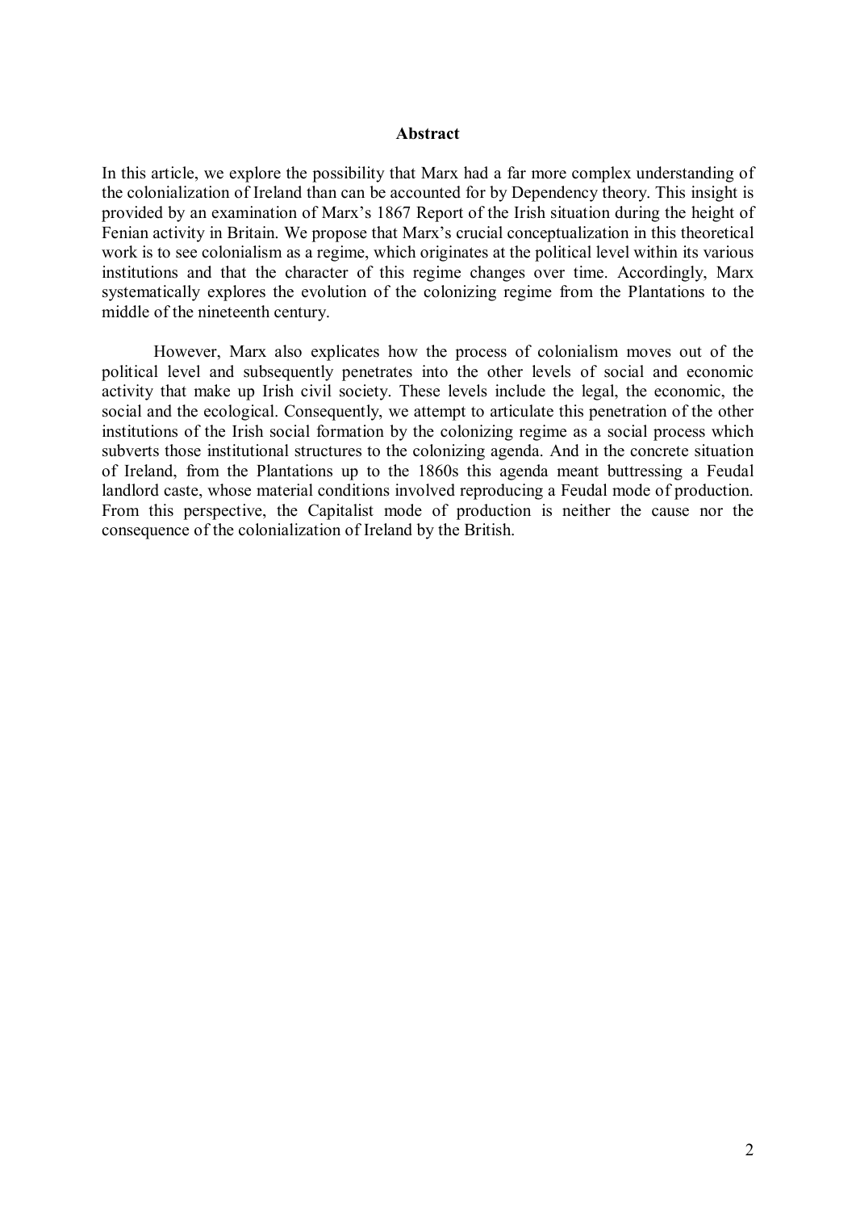**Abstract**

In this article, we explore the possibility that Marx had a far more complex understanding of the colonialization of Ireland than can be accounted for by Dependency theory. This insight is provided by an examination of Marx's 1867 Report of the Irish situation during the height of Fenian activity in Britain. We propose that Marx's crucial conceptualization in this theoretical work is to see colonialism as a regime, which originates at the political level within its various institutions and that the character of this regime changes over time. Accordingly, Marx systematically explores the evolution of the colonizing regime from the Plantations to the middle of the nineteenth century.

However, Marx also explicates how the process of colonialism moves out of the political level and subsequently penetrates into the other levels of social and economic activity that make up Irish civil society. These levels include the legal, the economic, the social and the ecological. Consequently, we attempt to articulate this penetration of the other institutions of the Irish social formation by the colonizing regime as a social process which subverts those institutional structures to the colonizing agenda. And in the concrete situation of Ireland, from the Plantations up to the 1860s this agenda meant buttressing a Feudal landlord caste, whose material conditions involved reproducing a Feudal mode of production. From this perspective, the Capitalist mode of production is neither the cause nor the consequence of the colonialization of Ireland by the British.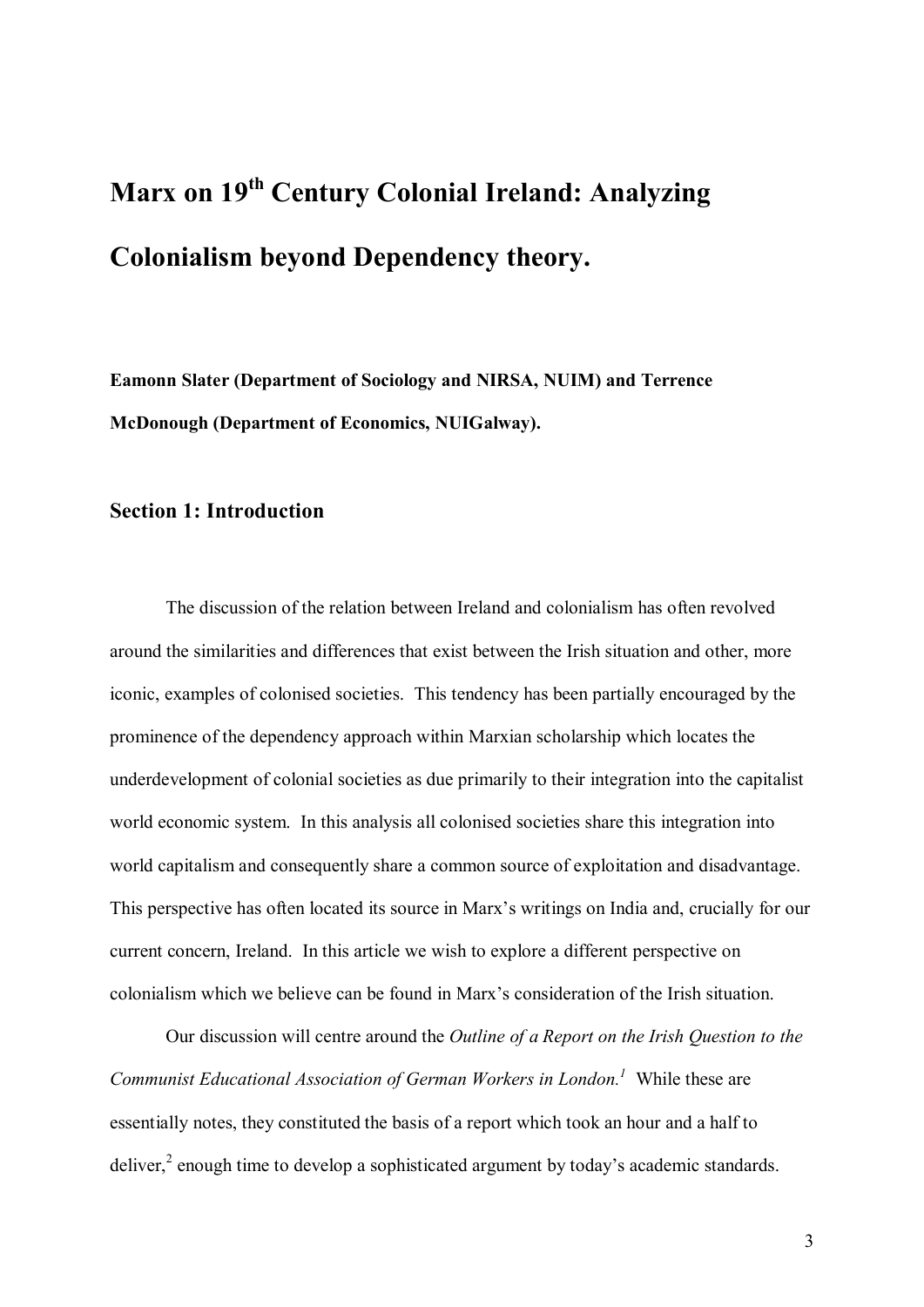# Marx on 19th Century Colonial Ireland: Analyzing Colonialism beyond Dependency theory.

**Eamonn Slater (Department of Sociology and NIRSA, NUIM) and Terrence McDonough (Department of Economics, NUIGalway).**

## Section 1: Introduction

The discussion of the relation between Ireland and colonialism has often revolved around the similarities and differences that exist between the Irish situation and other, more iconic, examples of colonised societies. This tendency has been partially encouraged by the prominence of the dependency approach within Marxian scholarship which locates the underdevelopment of colonial societies as due primarily to their integration into the capitalist world economic system. In this analysis all colonised societies share this integration into world capitalism and consequently share a common source of exploitation and disadvantage. This perspective has often located its source in Marx's writings on India and, crucially for our current concern, Ireland. In this article we wish to explore a different perspective on colonialism which we believe can be found in Marx's consideration of the Irish situation.

Our discussion will centre around the *Outline of a Report on the Irish Question to the Communist Educational Association of German Workers in London.*[1] While these are essentially notes, they constituted the basis of a report which took an hour and a half to deliver,[2] enough time to develop a sophisticated argument by today's academic standards.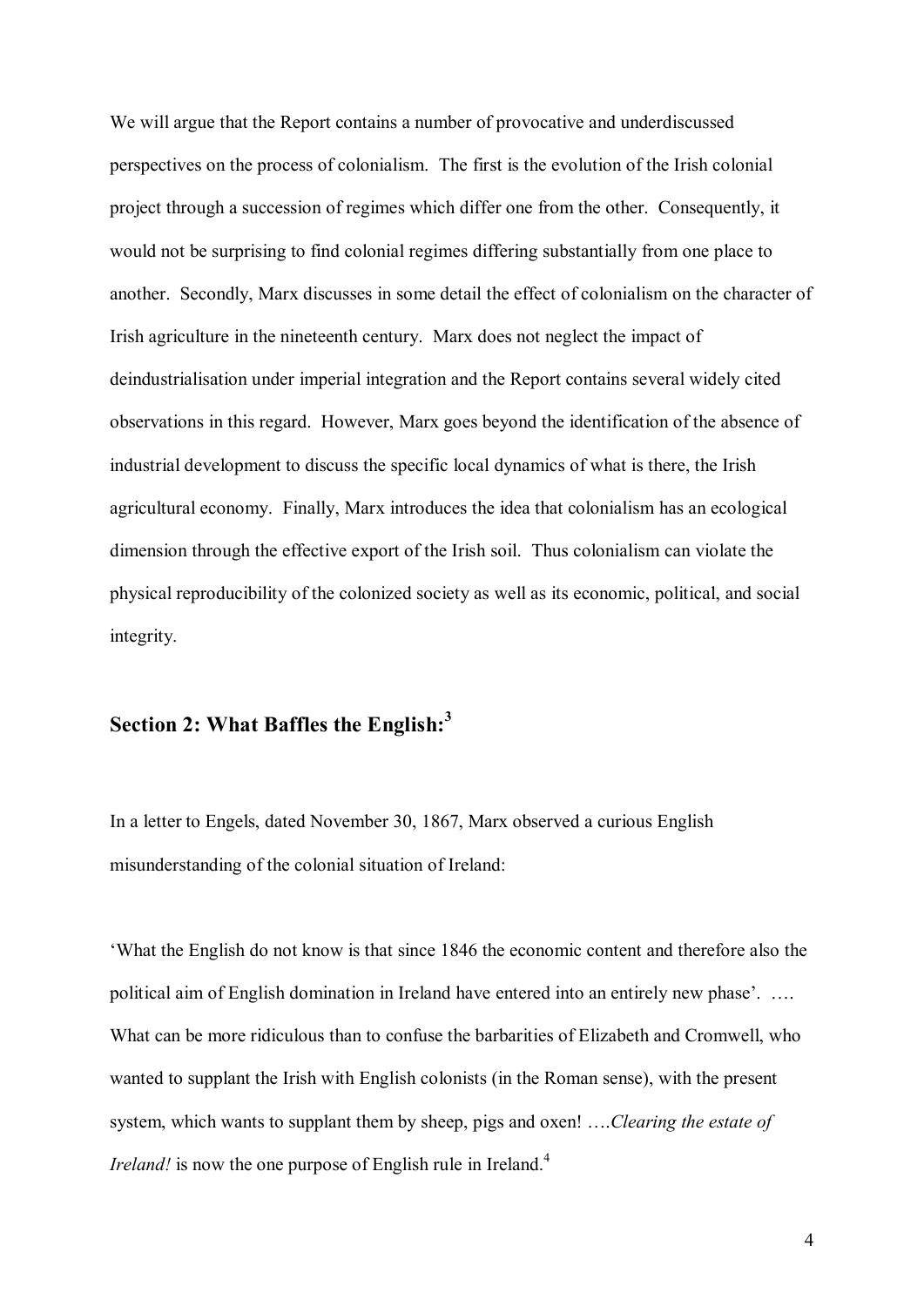We will argue that the Report contains a number of provocative and underdiscussed perspectives on the process of colonialism. The first is the evolution of the Irish colonial project through a succession of regimes which differ one from the other. Consequently, it would not be surprising to find colonial regimes differing substantially from one place to another. Secondly, Marx discusses in some detail the effect of colonialism on the character of Irish agriculture in the nineteenth century. Marx does not neglect the impact of deindustrialisation under imperial integration and the Report contains several widely cited observations in this regard. However, Marx goes beyond the identification of the absence of industrial development to discuss the specific local dynamics of what is there, the Irish agricultural economy. Finally, Marx introduces the idea that colonialism has an ecological dimension through the effective export of the Irish soil. Thus colonialism can violate the physical reproducibility of the colonized society as well as its economic, political, and social integrity.

## Section 2: What Baffles the English:[3]

In a letter to Engels, dated November 30, 1867, Marx observed a curious English misunderstanding of the colonial situation of Ireland:

'What the English do not know is that since 1846 the economic content and therefore also the political aim of English domination in Ireland have entered into an entirely new phase'. …. What can be more ridiculous than to confuse the barbarities of Elizabeth and Cromwell, who wanted to supplant the Irish with English colonists (in the Roman sense), with the present system, which wants to supplant them by sheep, pigs and oxen! ….*Clearing the estate of Ireland!* is now the one purpose of English rule in Ireland.[4]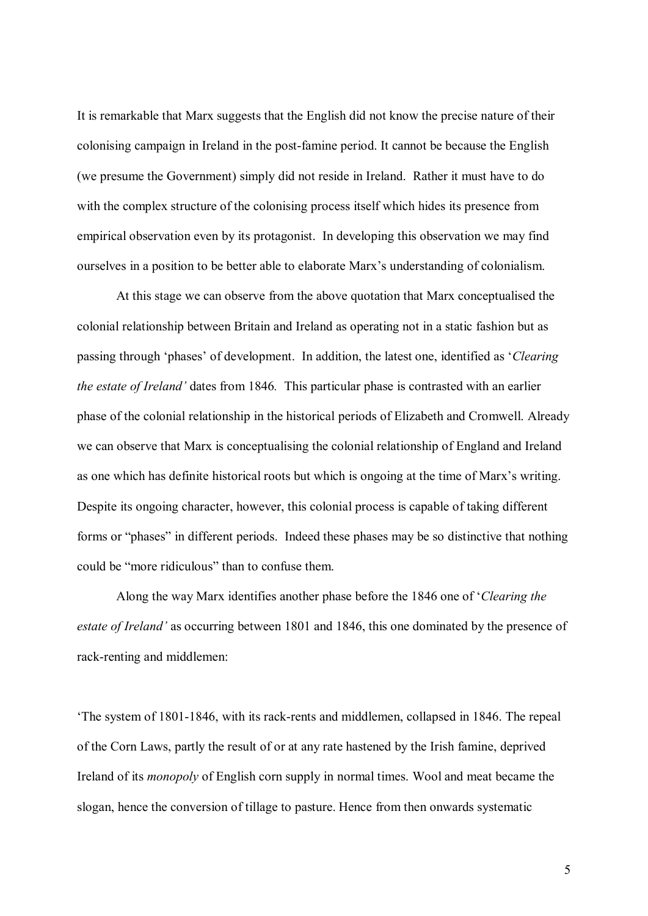It is remarkable that Marx suggests that the English did not know the precise nature of their colonising campaign in Ireland in the post-famine period. It cannot be because the English (we presume the Government) simply did not reside in Ireland. Rather it must have to do with the complex structure of the colonising process itself which hides its presence from empirical observation even by its protagonist. In developing this observation we may find ourselves in a position to be better able to elaborate Marx's understanding of colonialism.

At this stage we can observe from the above quotation that Marx conceptualised the colonial relationship between Britain and Ireland as operating not in a static fashion but as passing through 'phases' of development. In addition, the latest one, identified as '*Clearing the estate of Ireland'* dates from 1846. This particular phase is contrasted with an earlier phase of the colonial relationship in the historical periods of Elizabeth and Cromwell. Already we can observe that Marx is conceptualising the colonial relationship of England and Ireland as one which has definite historical roots but which is ongoing at the time of Marx's writing. Despite its ongoing character, however, this colonial process is capable of taking different forms or "phases" in different periods. Indeed these phases may be so distinctive that nothing could be "more ridiculous" than to confuse them.

Along the way Marx identifies another phase before the 1846 one of '*Clearing the estate of Ireland'* as occurring between 1801 and 1846, this one dominated by the presence of rack-renting and middlemen:

'The system of 1801-1846, with its rack-rents and middlemen, collapsed in 1846. The repeal of the Corn Laws, partly the result of or at any rate hastened by the Irish famine, deprived Ireland of its *monopoly* of English corn supply in normal times. Wool and meat became the slogan, hence the conversion of tillage to pasture. Hence from then onwards systematic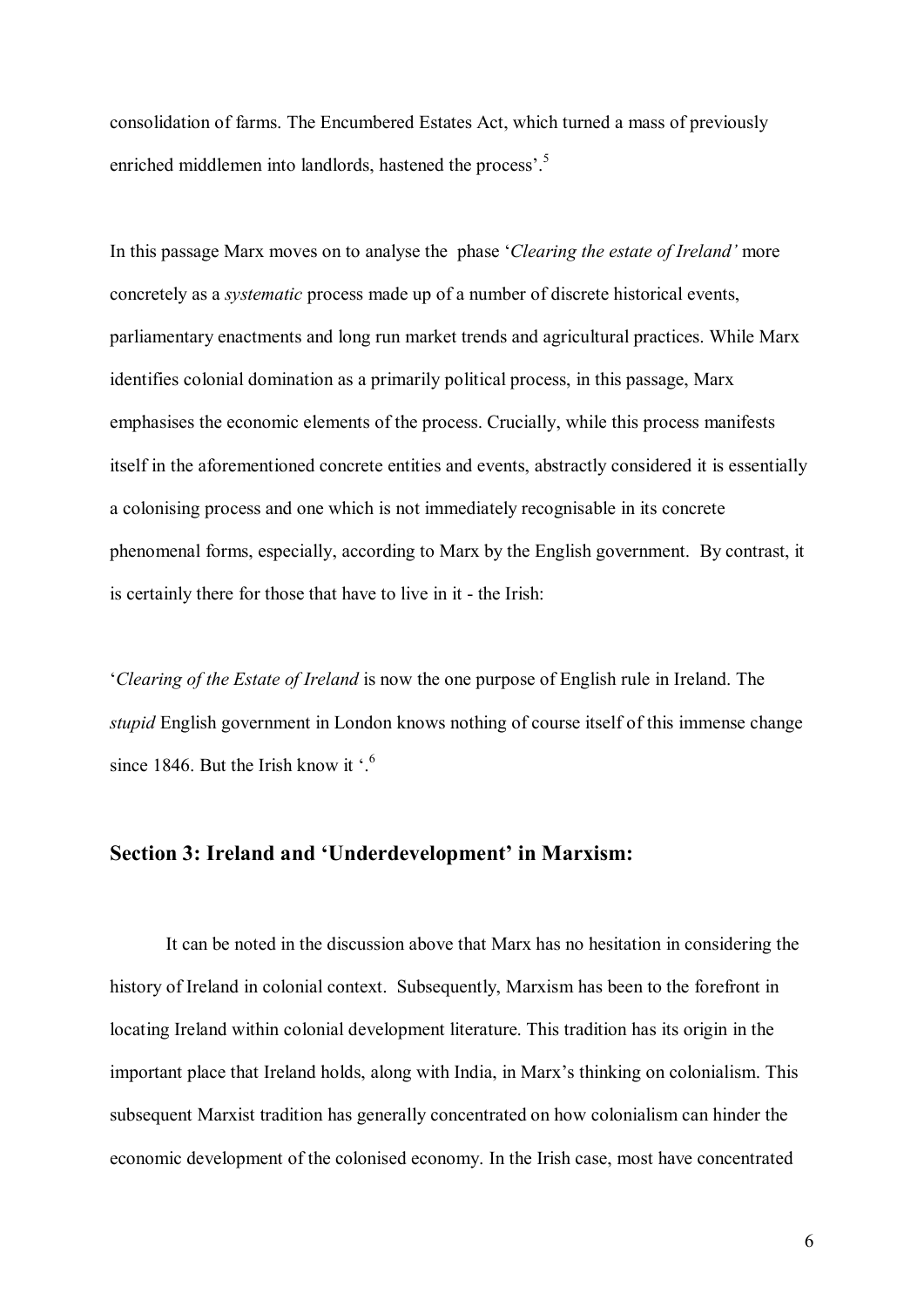consolidation of farms. The Encumbered Estates Act, which turned a mass of previously enriched middlemen into landlords, hastened the process'.[5]

In this passage Marx moves on to analyse the phase '*Clearing the estate of Ireland'* more concretely as a *systematic* process made up of a number of discrete historical events, parliamentary enactments and long run market trends and agricultural practices. While Marx identifies colonial domination as a primarily political process, in this passage, Marx emphasises the economic elements of the process. Crucially, while this process manifests itself in the aforementioned concrete entities and events, abstractly considered it is essentially a colonising process and one which is not immediately recognisable in its concrete phenomenal forms, especially, according to Marx by the English government. By contrast, it is certainly there for those that have to live in it - the Irish:

'*Clearing of the Estate of Ireland* is now the one purpose of English rule in Ireland. The *stupid* English government in London knows nothing of course itself of this immense change since 1846. But the Irish know it '.[6]

## Section 3: Ireland and 'Underdevelopment' in Marxism:

It can be noted in the discussion above that Marx has no hesitation in considering the history of Ireland in colonial context. Subsequently, Marxism has been to the forefront in locating Ireland within colonial development literature. This tradition has its origin in the important place that Ireland holds, along with India, in Marx's thinking on colonialism. This subsequent Marxist tradition has generally concentrated on how colonialism can hinder the economic development of the colonised economy. In the Irish case, most have concentrated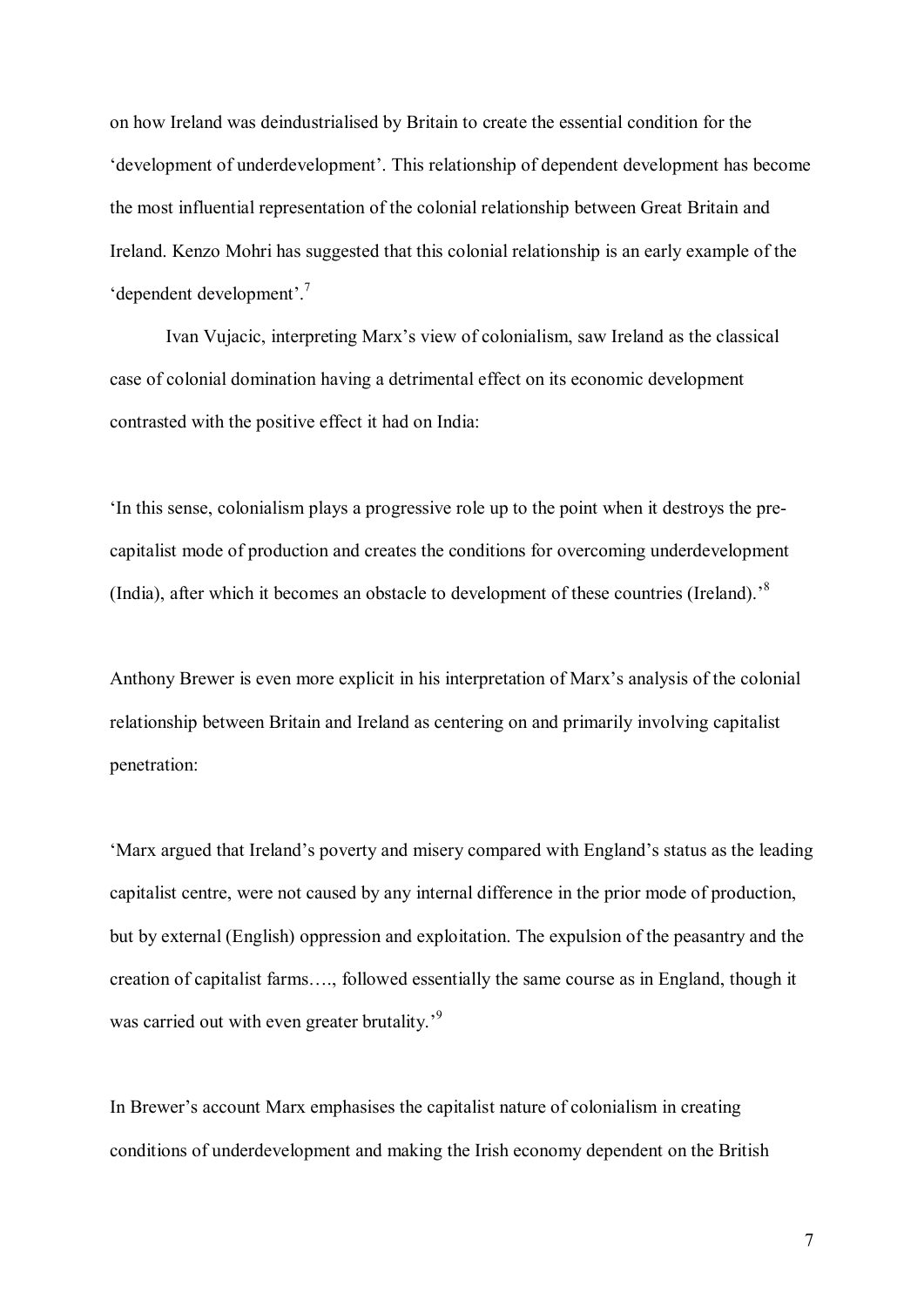on how Ireland was deindustrialised by Britain to create the essential condition for the 'development of underdevelopment'. This relationship of dependent development has become the most influential representation of the colonial relationship between Great Britain and Ireland. Kenzo Mohri has suggested that this colonial relationship is an early example of the 'dependent development'.[7]

Ivan Vujacic, interpreting Marx's view of colonialism, saw Ireland as the classical case of colonial domination having a detrimental effect on its economic development contrasted with the positive effect it had on India:

'In this sense, colonialism plays a progressive role up to the point when it destroys the pre-capitalist mode of production and creates the conditions for overcoming underdevelopment (India), after which it becomes an obstacle to development of these countries (Ireland).'[8]

Anthony Brewer is even more explicit in his interpretation of Marx's analysis of the colonial relationship between Britain and Ireland as centering on and primarily involving capitalist penetration:

'Marx argued that Ireland's poverty and misery compared with England's status as the leading capitalist centre, were not caused by any internal difference in the prior mode of production, but by external (English) oppression and exploitation. The expulsion of the peasantry and the creation of capitalist farms…., followed essentially the same course as in England, though it was carried out with even greater brutality.'[9]

In Brewer's account Marx emphasises the capitalist nature of colonialism in creating conditions of underdevelopment and making the Irish economy dependent on the British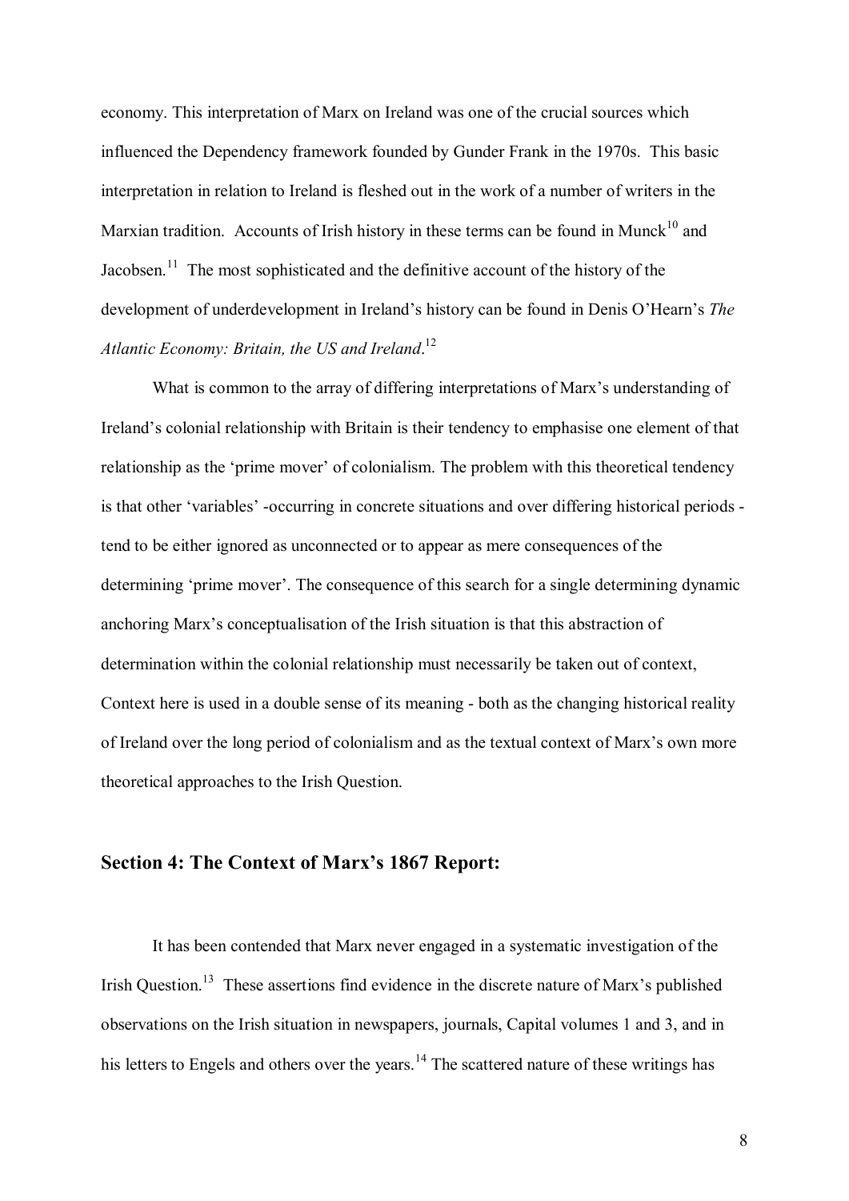economy. This interpretation of Marx on Ireland was one of the crucial sources which influenced the Dependency framework founded by Gunder Frank in the 1970s. This basic interpretation in relation to Ireland is fleshed out in the work of a number of writers in the Marxian tradition. Accounts of Irish history in these terms can be found in Munck[10] and Jacobsen.[11] The most sophisticated and the definitive account of the history of the development of underdevelopment in Ireland's history can be found in Denis O'Hearn's *The Atlantic Economy: Britain, the US and Ireland*.[12]

What is common to the array of differing interpretations of Marx's understanding of Ireland's colonial relationship with Britain is their tendency to emphasise one element of that relationship as the 'prime mover' of colonialism. The problem with this theoretical tendency is that other 'variables' -occurring in concrete situations and over differing historical periods - tend to be either ignored as unconnected or to appear as mere consequences of the determining 'prime mover'. The consequence of this search for a single determining dynamic anchoring Marx's conceptualisation of the Irish situation is that this abstraction of determination within the colonial relationship must necessarily be taken out of context, Context here is used in a double sense of its meaning - both as the changing historical reality of Ireland over the long period of colonialism and as the textual context of Marx's own more theoretical approaches to the Irish Question.

## Section 4: The Context of Marx's 1867 Report:

It has been contended that Marx never engaged in a systematic investigation of the Irish Question.[13] These assertions find evidence in the discrete nature of Marx's published observations on the Irish situation in newspapers, journals, Capital volumes 1 and 3, and in his letters to Engels and others over the years.[14] The scattered nature of these writings has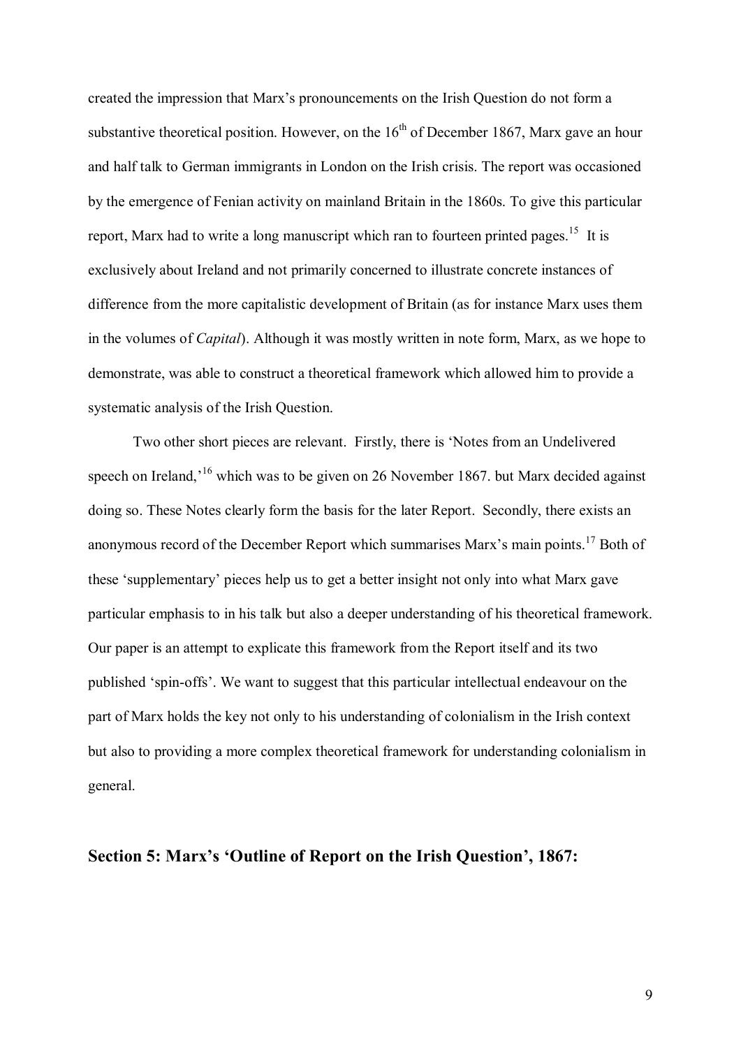created the impression that Marx's pronouncements on the Irish Question do not form a substantive theoretical position. However, on the 16th of December 1867, Marx gave an hour and half talk to German immigrants in London on the Irish crisis. The report was occasioned by the emergence of Fenian activity on mainland Britain in the 1860s. To give this particular report, Marx had to write a long manuscript which ran to fourteen printed pages.[15] It is exclusively about Ireland and not primarily concerned to illustrate concrete instances of difference from the more capitalistic development of Britain (as for instance Marx uses them in the volumes of *Capital*). Although it was mostly written in note form, Marx, as we hope to demonstrate, was able to construct a theoretical framework which allowed him to provide a systematic analysis of the Irish Question.

Two other short pieces are relevant. Firstly, there is 'Notes from an Undelivered speech on Ireland,'[16] which was to be given on 26 November 1867. but Marx decided against doing so. These Notes clearly form the basis for the later Report. Secondly, there exists an anonymous record of the December Report which summarises Marx's main points.[17] Both of these 'supplementary' pieces help us to get a better insight not only into what Marx gave particular emphasis to in his talk but also a deeper understanding of his theoretical framework. Our paper is an attempt to explicate this framework from the Report itself and its two published 'spin-offs'. We want to suggest that this particular intellectual endeavour on the part of Marx holds the key not only to his understanding of colonialism in the Irish context but also to providing a more complex theoretical framework for understanding colonialism in general.

## Section 5: Marx's 'Outline of Report on the Irish Question', 1867: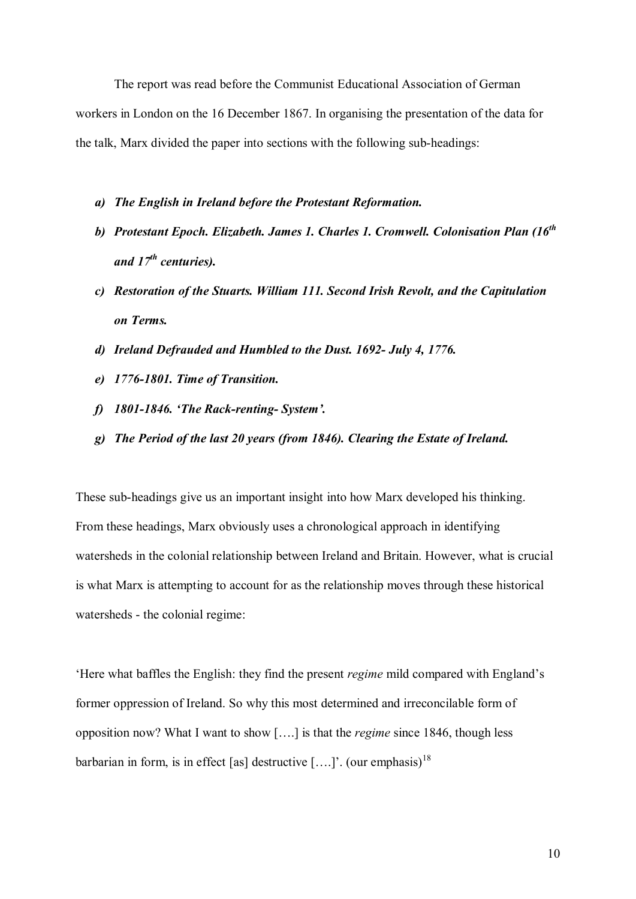The report was read before the Communist Educational Association of German workers in London on the 16 December 1867. In organising the presentation of the data for the talk, Marx divided the paper into sections with the following sub-headings:

a) ***The English in Ireland before the Protestant Reformation.***
b) ***Protestant Epoch. Elizabeth. James 1. Charles 1. Cromwell. Colonisation Plan (16th and 17th centuries).***
c) ***Restoration of the Stuarts. William 111. Second Irish Revolt, and the Capitulation on Terms.***
d) ***Ireland Defrauded and Humbled to the Dust. 1692- July 4, 1776.***
e) ***1776-1801. Time of Transition.***
f) ***1801-1846. 'The Rack-renting- System'.***
g) ***The Period of the last 20 years (from 1846). Clearing the Estate of Ireland.***

These sub-headings give us an important insight into how Marx developed his thinking. From these headings, Marx obviously uses a chronological approach in identifying watersheds in the colonial relationship between Ireland and Britain. However, what is crucial is what Marx is attempting to account for as the relationship moves through these historical watersheds - the colonial regime:

'Here what baffles the English: they find the present *regime* mild compared with England's former oppression of Ireland. So why this most determined and irreconcilable form of opposition now? What I want to show [….] is that the *regime* since 1846, though less barbarian in form, is in effect [as] destructive [….]'. (our emphasis)[18]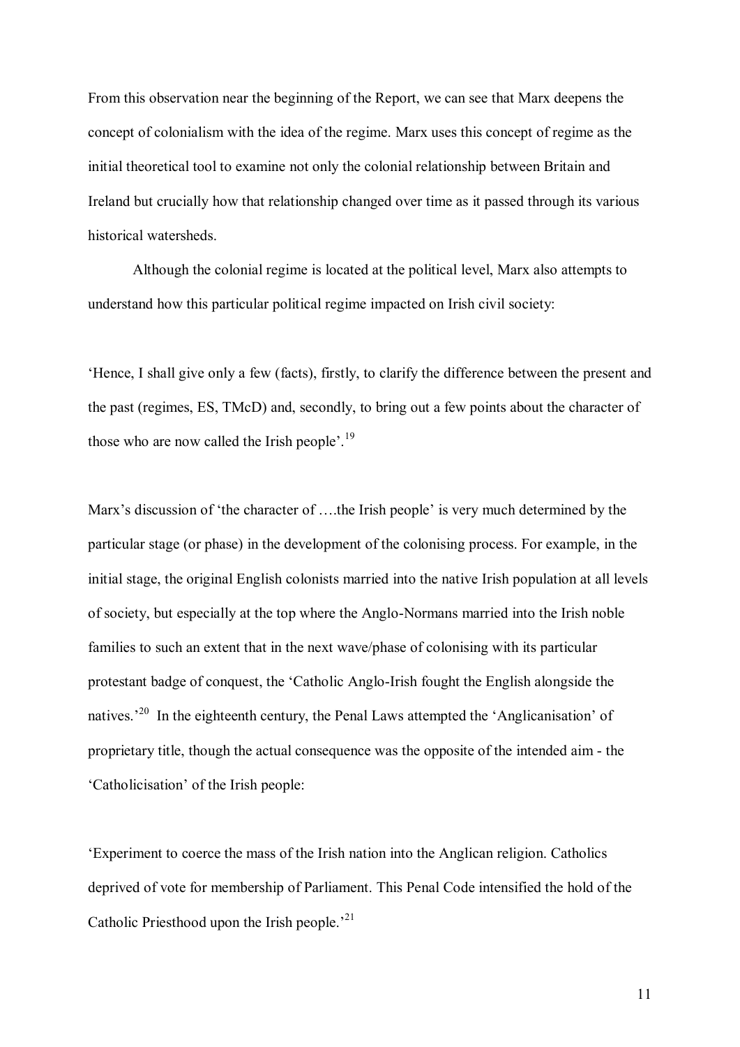From this observation near the beginning of the Report, we can see that Marx deepens the concept of colonialism with the idea of the regime. Marx uses this concept of regime as the initial theoretical tool to examine not only the colonial relationship between Britain and Ireland but crucially how that relationship changed over time as it passed through its various historical watersheds.

Although the colonial regime is located at the political level, Marx also attempts to understand how this particular political regime impacted on Irish civil society:

'Hence, I shall give only a few (facts), firstly, to clarify the difference between the present and the past (regimes, ES, TMcD) and, secondly, to bring out a few points about the character of those who are now called the Irish people'.[19]

Marx's discussion of 'the character of ….the Irish people' is very much determined by the particular stage (or phase) in the development of the colonising process. For example, in the initial stage, the original English colonists married into the native Irish population at all levels of society, but especially at the top where the Anglo-Normans married into the Irish noble families to such an extent that in the next wave/phase of colonising with its particular protestant badge of conquest, the 'Catholic Anglo-Irish fought the English alongside the natives.'[20] In the eighteenth century, the Penal Laws attempted the 'Anglicanisation' of proprietary title, though the actual consequence was the opposite of the intended aim - the 'Catholicisation' of the Irish people:

'Experiment to coerce the mass of the Irish nation into the Anglican religion. Catholics deprived of vote for membership of Parliament. This Penal Code intensified the hold of the Catholic Priesthood upon the Irish people.'[21]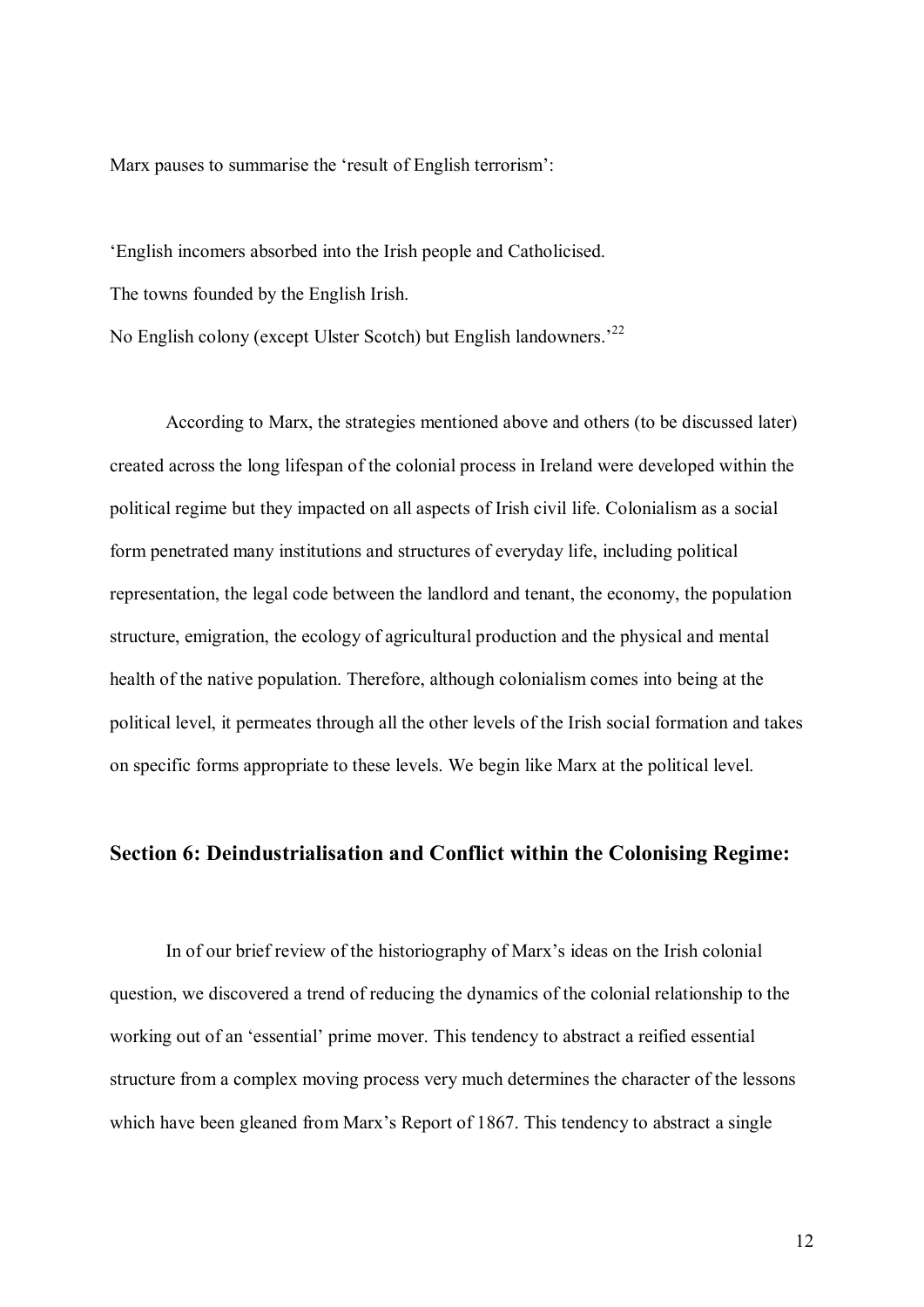Marx pauses to summarise the 'result of English terrorism':

'English incomers absorbed into the Irish people and Catholicised.
The towns founded by the English Irish.
No English colony (except Ulster Scotch) but English landowners.'[22]

According to Marx, the strategies mentioned above and others (to be discussed later) created across the long lifespan of the colonial process in Ireland were developed within the political regime but they impacted on all aspects of Irish civil life. Colonialism as a social form penetrated many institutions and structures of everyday life, including political representation, the legal code between the landlord and tenant, the economy, the population structure, emigration, the ecology of agricultural production and the physical and mental health of the native population. Therefore, although colonialism comes into being at the political level, it permeates through all the other levels of the Irish social formation and takes on specific forms appropriate to these levels. We begin like Marx at the political level.

## Section 6: Deindustrialisation and Conflict within the Colonising Regime:

In of our brief review of the historiography of Marx's ideas on the Irish colonial question, we discovered a trend of reducing the dynamics of the colonial relationship to the working out of an 'essential' prime mover. This tendency to abstract a reified essential structure from a complex moving process very much determines the character of the lessons which have been gleaned from Marx's Report of 1867. This tendency to abstract a single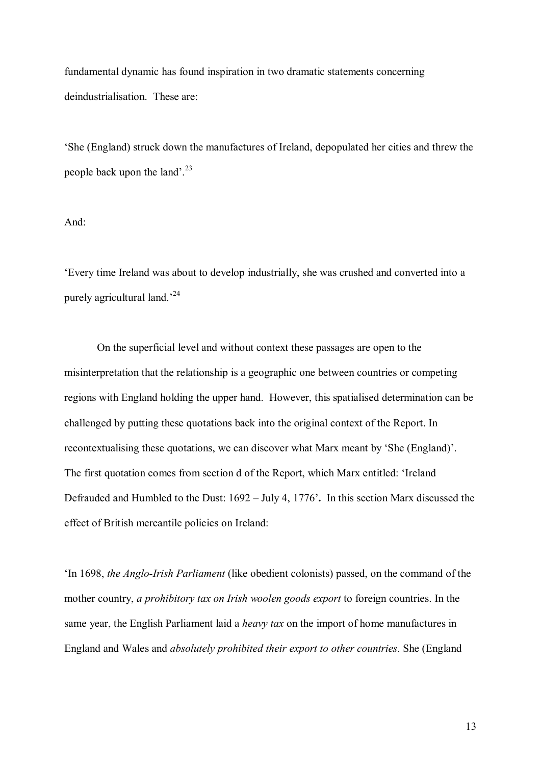fundamental dynamic has found inspiration in two dramatic statements concerning deindustrialisation. These are:

'She (England) struck down the manufactures of Ireland, depopulated her cities and threw the people back upon the land'.[23]

And:

'Every time Ireland was about to develop industrially, she was crushed and converted into a purely agricultural land.'[24]

On the superficial level and without context these passages are open to the misinterpretation that the relationship is a geographic one between countries or competing regions with England holding the upper hand. However, this spatialised determination can be challenged by putting these quotations back into the original context of the Report. In recontextualising these quotations, we can discover what Marx meant by 'She (England)'. The first quotation comes from section d of the Report, which Marx entitled: 'Ireland Defrauded and Humbled to the Dust: 1692 – July 4, 1776'**.** In this section Marx discussed the effect of British mercantile policies on Ireland:

'In 1698, *the Anglo-Irish Parliament* (like obedient colonists) passed, on the command of the mother country, *a prohibitory tax on Irish woolen goods export* to foreign countries. In the same year, the English Parliament laid a *heavy tax* on the import of home manufactures in England and Wales and *absolutely prohibited their export to other countries*. She (England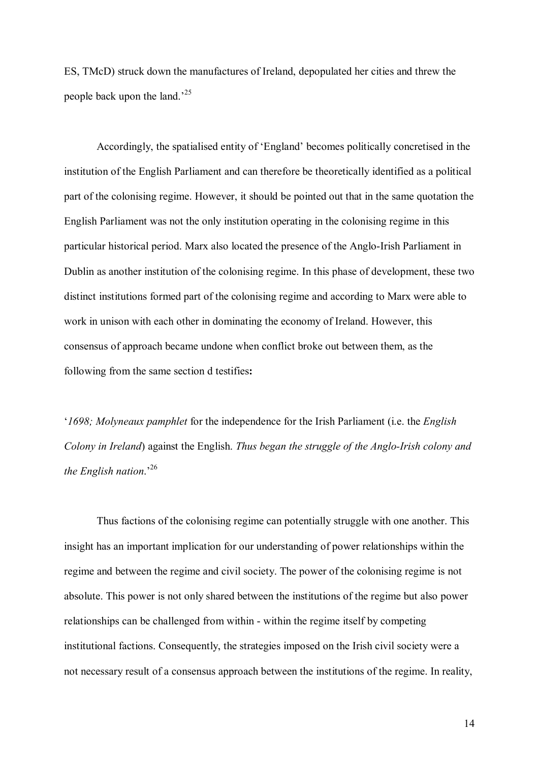ES, TMcD) struck down the manufactures of Ireland, depopulated her cities and threw the people back upon the land.'[25]

Accordingly, the spatialised entity of 'England' becomes politically concretised in the institution of the English Parliament and can therefore be theoretically identified as a political part of the colonising regime. However, it should be pointed out that in the same quotation the English Parliament was not the only institution operating in the colonising regime in this particular historical period. Marx also located the presence of the Anglo-Irish Parliament in Dublin as another institution of the colonising regime. In this phase of development, these two distinct institutions formed part of the colonising regime and according to Marx were able to work in unison with each other in dominating the economy of Ireland. However, this consensus of approach became undone when conflict broke out between them, as the following from the same section d testifies**:**

'*1698; Molyneaux pamphlet* for the independence for the Irish Parliament (i.e. the *English Colony in Ireland*) against the English. *Thus began the struggle of the Anglo-Irish colony and the English nation*.'[26]

Thus factions of the colonising regime can potentially struggle with one another. This insight has an important implication for our understanding of power relationships within the regime and between the regime and civil society. The power of the colonising regime is not absolute. This power is not only shared between the institutions of the regime but also power relationships can be challenged from within - within the regime itself by competing institutional factions. Consequently, the strategies imposed on the Irish civil society were a not necessary result of a consensus approach between the institutions of the regime. In reality,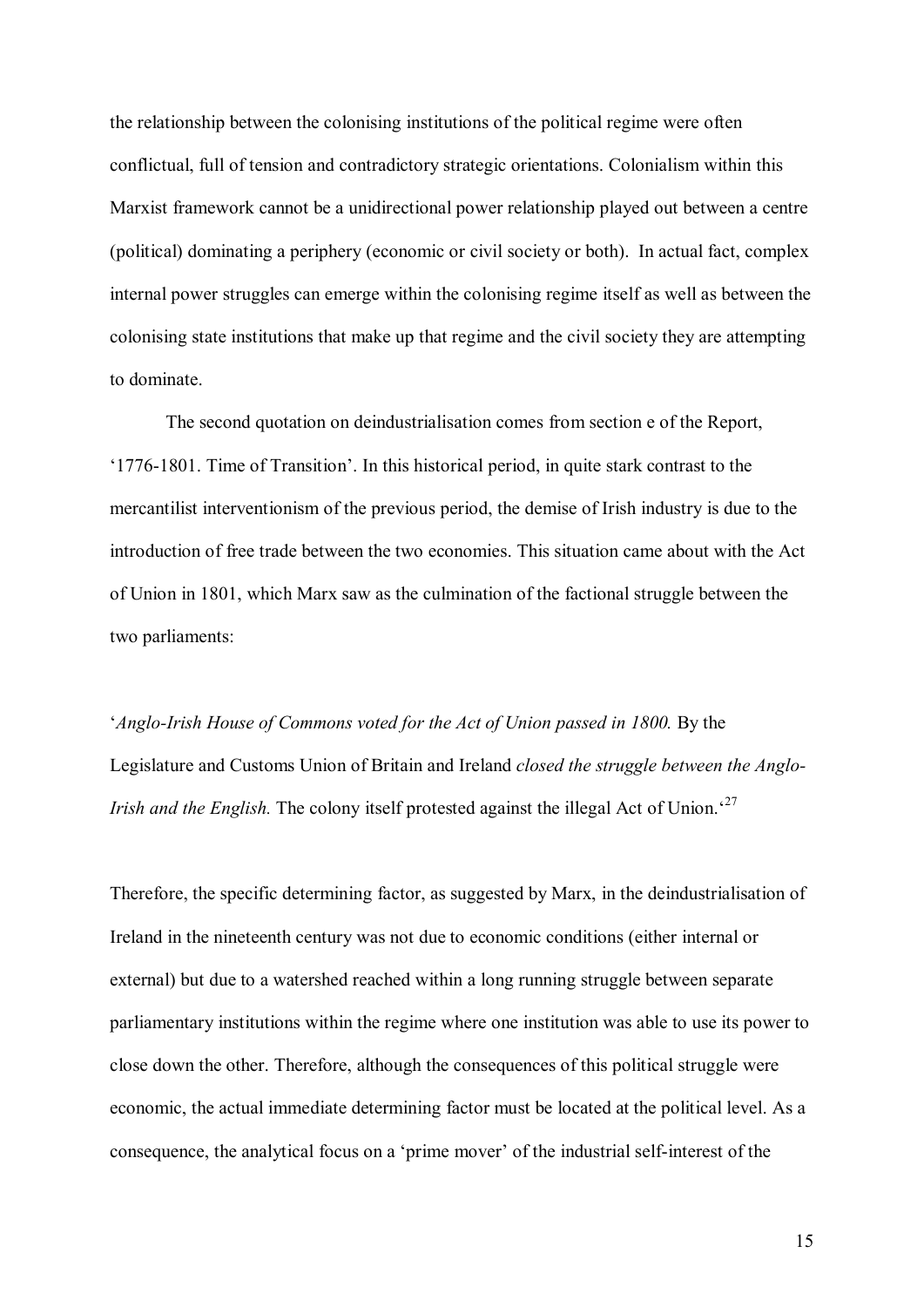the relationship between the colonising institutions of the political regime were often conflictual, full of tension and contradictory strategic orientations. Colonialism within this Marxist framework cannot be a unidirectional power relationship played out between a centre (political) dominating a periphery (economic or civil society or both). In actual fact, complex internal power struggles can emerge within the colonising regime itself as well as between the colonising state institutions that make up that regime and the civil society they are attempting to dominate.

The second quotation on deindustrialisation comes from section e of the Report, '1776-1801. Time of Transition'. In this historical period, in quite stark contrast to the mercantilist interventionism of the previous period, the demise of Irish industry is due to the introduction of free trade between the two economies. This situation came about with the Act of Union in 1801, which Marx saw as the culmination of the factional struggle between the two parliaments:

'*Anglo-Irish House of Commons voted for the Act of Union passed in 1800.* By the Legislature and Customs Union of Britain and Ireland *closed the struggle between the Anglo-Irish and the English.* The colony itself protested against the illegal Act of Union.'[27]

Therefore, the specific determining factor, as suggested by Marx, in the deindustrialisation of Ireland in the nineteenth century was not due to economic conditions (either internal or external) but due to a watershed reached within a long running struggle between separate parliamentary institutions within the regime where one institution was able to use its power to close down the other. Therefore, although the consequences of this political struggle were economic, the actual immediate determining factor must be located at the political level. As a consequence, the analytical focus on a 'prime mover' of the industrial self-interest of the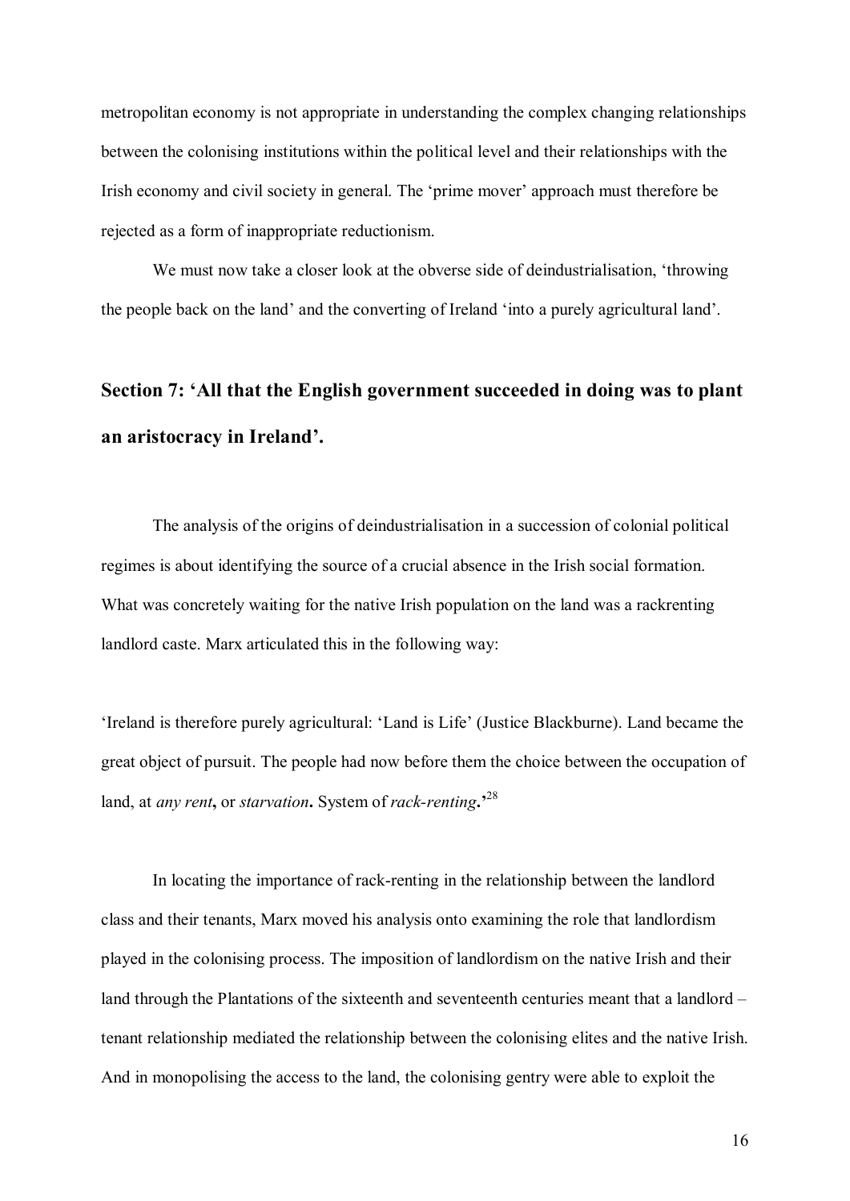metropolitan economy is not appropriate in understanding the complex changing relationships between the colonising institutions within the political level and their relationships with the Irish economy and civil society in general. The 'prime mover' approach must therefore be rejected as a form of inappropriate reductionism.

We must now take a closer look at the obverse side of deindustrialisation, 'throwing the people back on the land' and the converting of Ireland 'into a purely agricultural land'.

## Section 7: 'All that the English government succeeded in doing was to plant an aristocracy in Ireland'.

The analysis of the origins of deindustrialisation in a succession of colonial political regimes is about identifying the source of a crucial absence in the Irish social formation. What was concretely waiting for the native Irish population on the land was a rackrenting landlord caste. Marx articulated this in the following way:

'Ireland is therefore purely agricultural: 'Land is Life' (Justice Blackburne). Land became the great object of pursuit. The people had now before them the choice between the occupation of land, at *any rent*, or *starvation*. System of *rack-renting*.'[28]

In locating the importance of rack-renting in the relationship between the landlord class and their tenants, Marx moved his analysis onto examining the role that landlordism played in the colonising process. The imposition of landlordism on the native Irish and their land through the Plantations of the sixteenth and seventeenth centuries meant that a landlord – tenant relationship mediated the relationship between the colonising elites and the native Irish. And in monopolising the access to the land, the colonising gentry were able to exploit the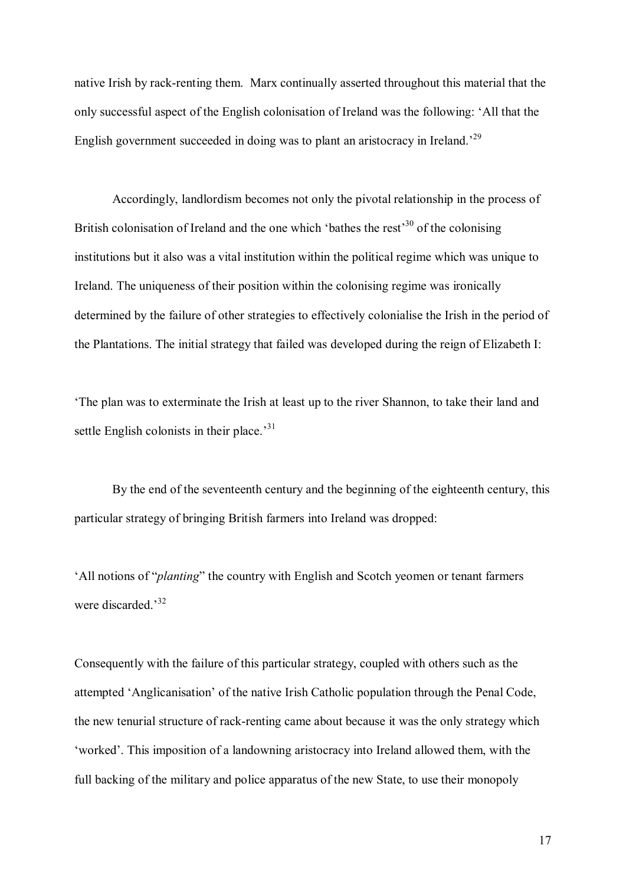native Irish by rack-renting them. Marx continually asserted throughout this material that the only successful aspect of the English colonisation of Ireland was the following: 'All that the English government succeeded in doing was to plant an aristocracy in Ireland.'[29]

Accordingly, landlordism becomes not only the pivotal relationship in the process of British colonisation of Ireland and the one which 'bathes the rest'[30] of the colonising institutions but it also was a vital institution within the political regime which was unique to Ireland. The uniqueness of their position within the colonising regime was ironically determined by the failure of other strategies to effectively colonialise the Irish in the period of the Plantations. The initial strategy that failed was developed during the reign of Elizabeth I:

'The plan was to exterminate the Irish at least up to the river Shannon, to take their land and settle English colonists in their place.'[31]

By the end of the seventeenth century and the beginning of the eighteenth century, this particular strategy of bringing British farmers into Ireland was dropped:

'All notions of "*planting*" the country with English and Scotch yeomen or tenant farmers were discarded.'[32]

Consequently with the failure of this particular strategy, coupled with others such as the attempted 'Anglicanisation' of the native Irish Catholic population through the Penal Code, the new tenurial structure of rack-renting came about because it was the only strategy which 'worked'. This imposition of a landowning aristocracy into Ireland allowed them, with the full backing of the military and police apparatus of the new State, to use their monopoly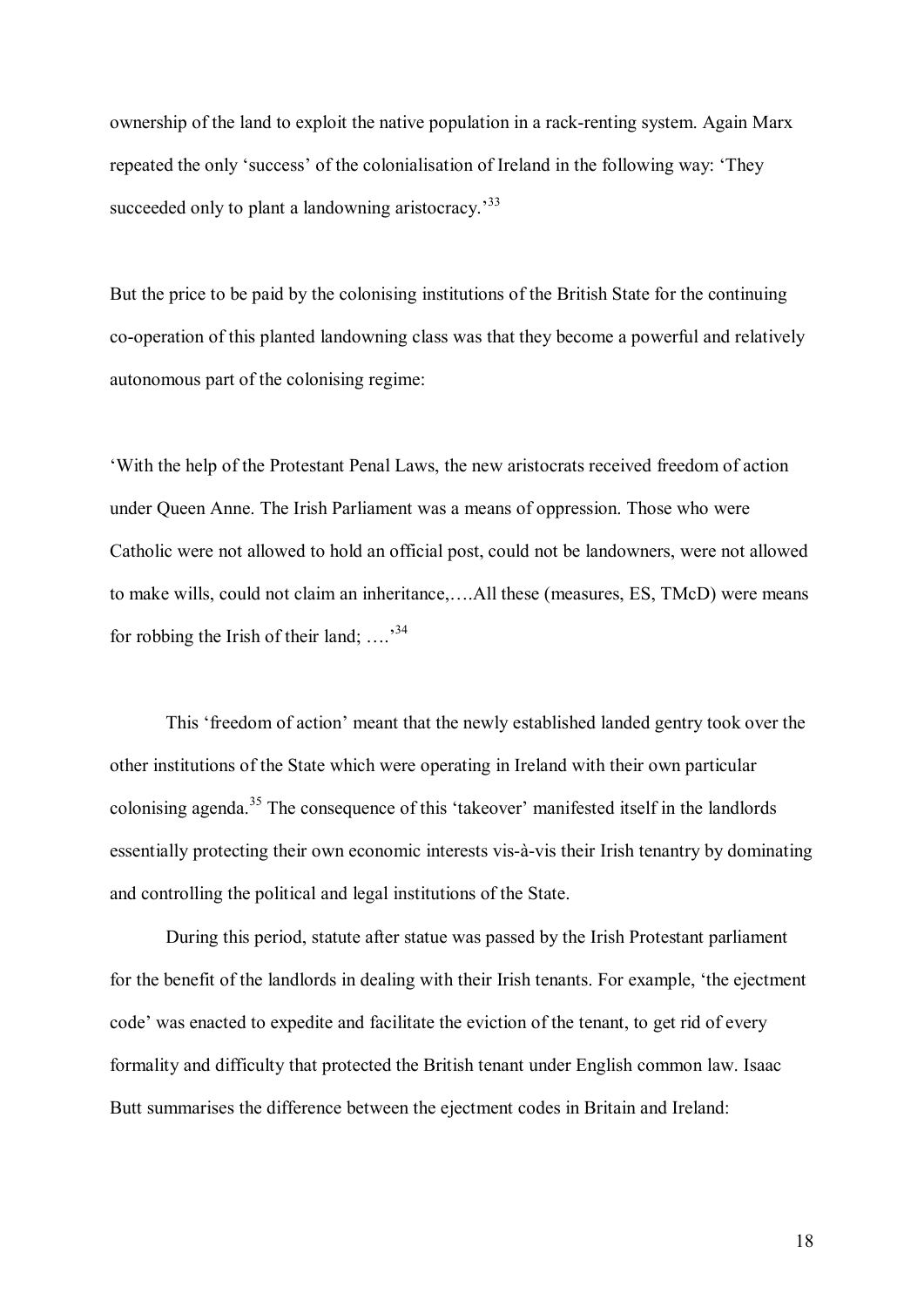ownership of the land to exploit the native population in a rack-renting system. Again Marx repeated the only 'success' of the colonialisation of Ireland in the following way: 'They succeeded only to plant a landowning aristocracy.'[33]

But the price to be paid by the colonising institutions of the British State for the continuing co-operation of this planted landowning class was that they become a powerful and relatively autonomous part of the colonising regime:

'With the help of the Protestant Penal Laws, the new aristocrats received freedom of action under Queen Anne. The Irish Parliament was a means of oppression. Those who were Catholic were not allowed to hold an official post, could not be landowners, were not allowed to make wills, could not claim an inheritance,….All these (measures, ES, TMcD) were means for robbing the Irish of their land; ….'[34]

This 'freedom of action' meant that the newly established landed gentry took over the other institutions of the State which were operating in Ireland with their own particular colonising agenda.[35] The consequence of this 'takeover' manifested itself in the landlords essentially protecting their own economic interests vis-à-vis their Irish tenantry by dominating and controlling the political and legal institutions of the State.

During this period, statute after statue was passed by the Irish Protestant parliament for the benefit of the landlords in dealing with their Irish tenants. For example, 'the ejectment code' was enacted to expedite and facilitate the eviction of the tenant, to get rid of every formality and difficulty that protected the British tenant under English common law. Isaac Butt summarises the difference between the ejectment codes in Britain and Ireland: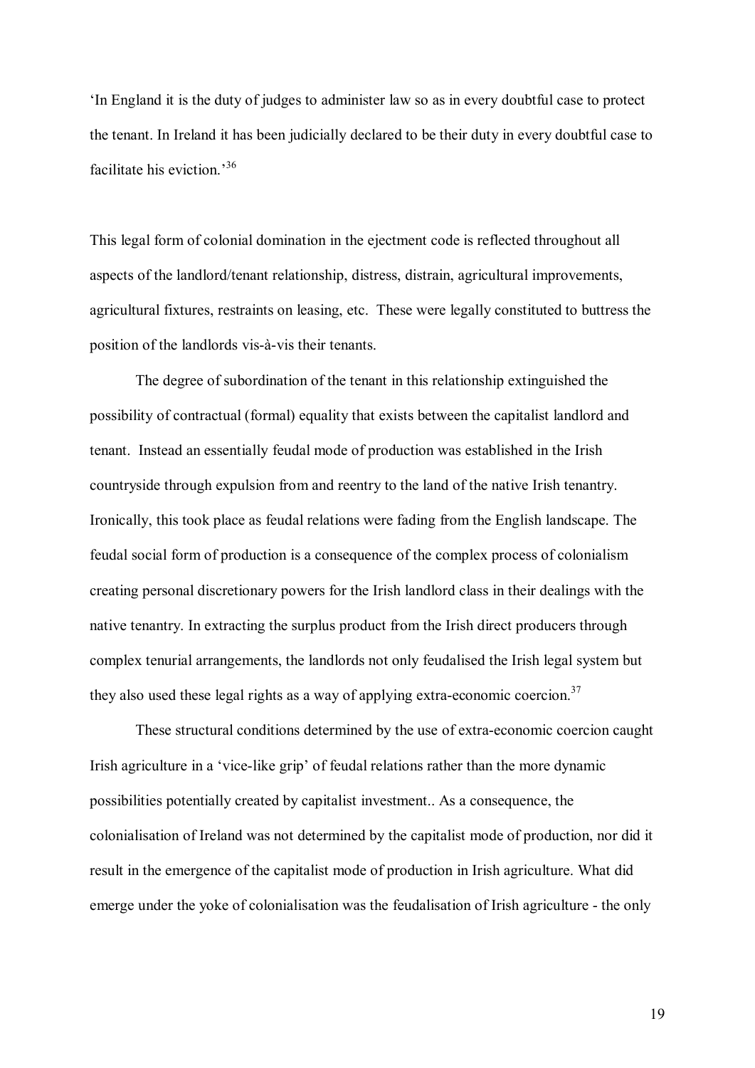'In England it is the duty of judges to administer law so as in every doubtful case to protect the tenant. In Ireland it has been judicially declared to be their duty in every doubtful case to facilitate his eviction.'[36]

This legal form of colonial domination in the ejectment code is reflected throughout all aspects of the landlord/tenant relationship, distress, distrain, agricultural improvements, agricultural fixtures, restraints on leasing, etc. These were legally constituted to buttress the position of the landlords vis-à-vis their tenants.

The degree of subordination of the tenant in this relationship extinguished the possibility of contractual (formal) equality that exists between the capitalist landlord and tenant. Instead an essentially feudal mode of production was established in the Irish countryside through expulsion from and reentry to the land of the native Irish tenantry. Ironically, this took place as feudal relations were fading from the English landscape. The feudal social form of production is a consequence of the complex process of colonialism creating personal discretionary powers for the Irish landlord class in their dealings with the native tenantry. In extracting the surplus product from the Irish direct producers through complex tenurial arrangements, the landlords not only feudalised the Irish legal system but they also used these legal rights as a way of applying extra-economic coercion.[37]

These structural conditions determined by the use of extra-economic coercion caught Irish agriculture in a 'vice-like grip' of feudal relations rather than the more dynamic possibilities potentially created by capitalist investment.. As a consequence, the colonialisation of Ireland was not determined by the capitalist mode of production, nor did it result in the emergence of the capitalist mode of production in Irish agriculture. What did emerge under the yoke of colonialisation was the feudalisation of Irish agriculture - the only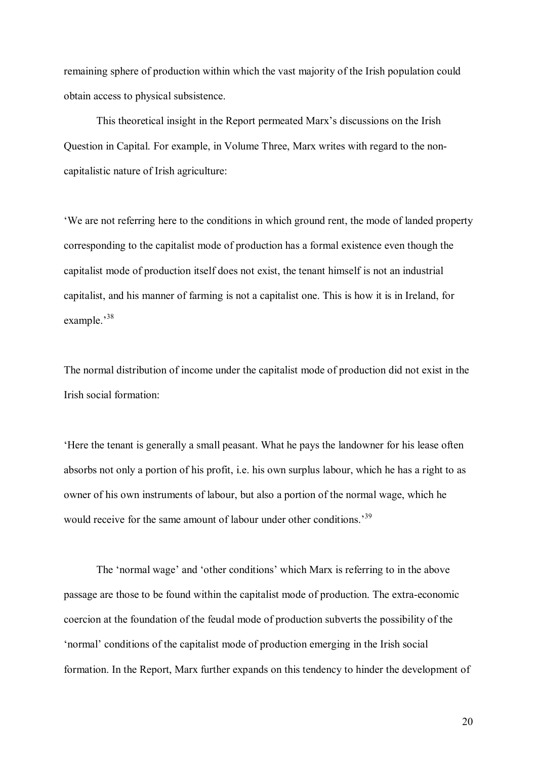remaining sphere of production within which the vast majority of the Irish population could obtain access to physical subsistence.

This theoretical insight in the Report permeated Marx's discussions on the Irish Question in Capital. For example, in Volume Three, Marx writes with regard to the non-capitalistic nature of Irish agriculture:

'We are not referring here to the conditions in which ground rent, the mode of landed property corresponding to the capitalist mode of production has a formal existence even though the capitalist mode of production itself does not exist, the tenant himself is not an industrial capitalist, and his manner of farming is not a capitalist one. This is how it is in Ireland, for example.'[38]

The normal distribution of income under the capitalist mode of production did not exist in the Irish social formation:

'Here the tenant is generally a small peasant. What he pays the landowner for his lease often absorbs not only a portion of his profit, i.e. his own surplus labour, which he has a right to as owner of his own instruments of labour, but also a portion of the normal wage, which he would receive for the same amount of labour under other conditions.'[39]

The 'normal wage' and 'other conditions' which Marx is referring to in the above passage are those to be found within the capitalist mode of production. The extra-economic coercion at the foundation of the feudal mode of production subverts the possibility of the 'normal' conditions of the capitalist mode of production emerging in the Irish social formation. In the Report, Marx further expands on this tendency to hinder the development of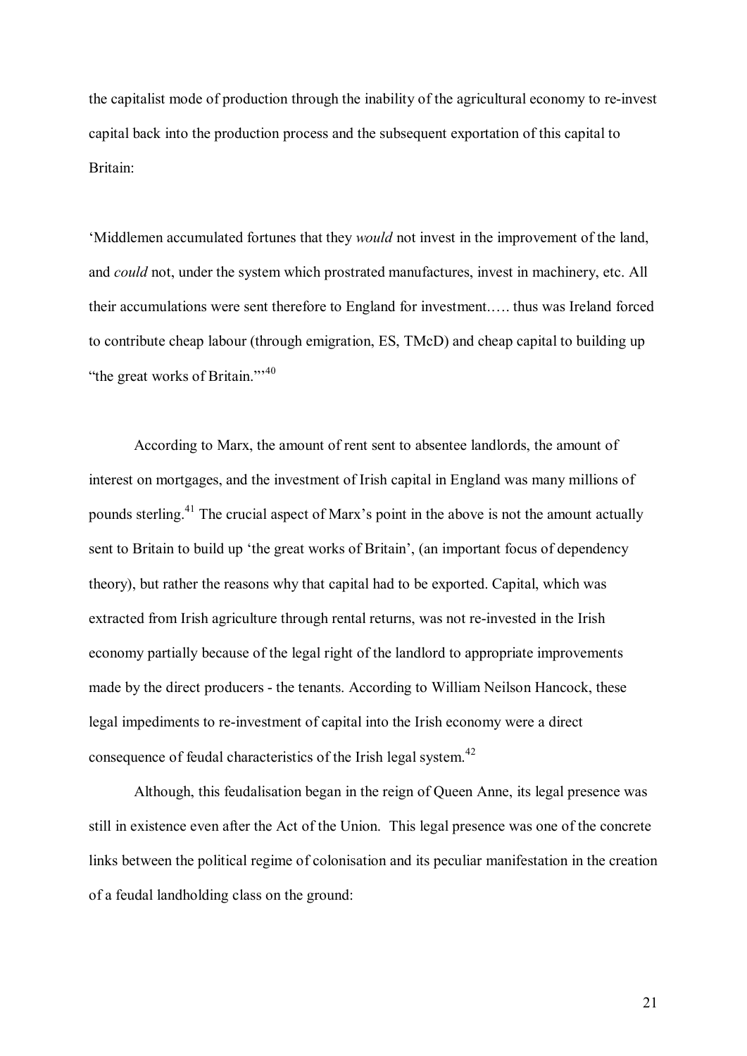the capitalist mode of production through the inability of the agricultural economy to re-invest capital back into the production process and the subsequent exportation of this capital to Britain:

'Middlemen accumulated fortunes that they *would* not invest in the improvement of the land, and *could* not, under the system which prostrated manufactures, invest in machinery, etc. All their accumulations were sent therefore to England for investment..... thus was Ireland forced to contribute cheap labour (through emigration, ES, TMcD) and cheap capital to building up "the great works of Britain."'[40]

According to Marx, the amount of rent sent to absentee landlords, the amount of interest on mortgages, and the investment of Irish capital in England was many millions of pounds sterling.[41] The crucial aspect of Marx's point in the above is not the amount actually sent to Britain to build up 'the great works of Britain', (an important focus of dependency theory), but rather the reasons why that capital had to be exported. Capital, which was extracted from Irish agriculture through rental returns, was not re-invested in the Irish economy partially because of the legal right of the landlord to appropriate improvements made by the direct producers - the tenants. According to William Neilson Hancock, these legal impediments to re-investment of capital into the Irish economy were a direct consequence of feudal characteristics of the Irish legal system.[42]

Although, this feudalisation began in the reign of Queen Anne, its legal presence was still in existence even after the Act of the Union. This legal presence was one of the concrete links between the political regime of colonisation and its peculiar manifestation in the creation of a feudal landholding class on the ground: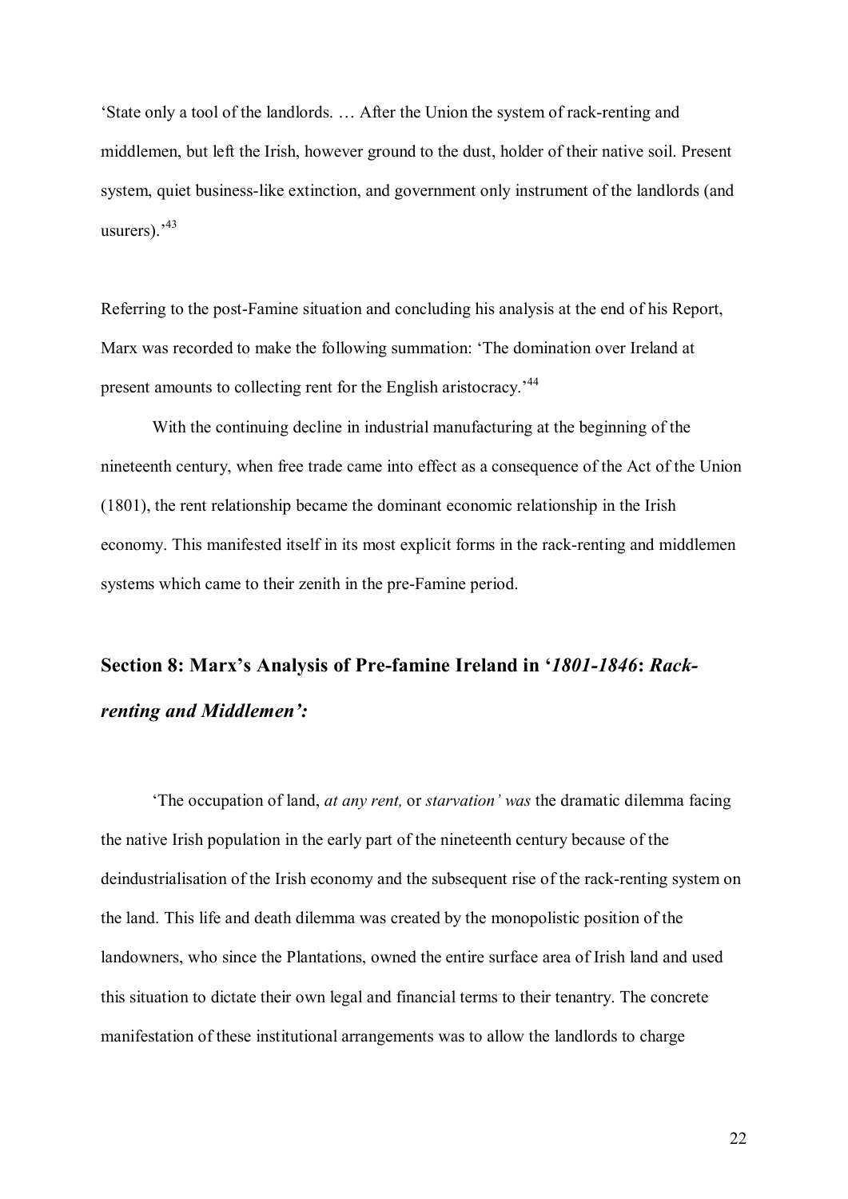'State only a tool of the landlords. … After the Union the system of rack-renting and middlemen, but left the Irish, however ground to the dust, holder of their native soil. Present system, quiet business-like extinction, and government only instrument of the landlords (and usurers).'[43]

Referring to the post-Famine situation and concluding his analysis at the end of his Report, Marx was recorded to make the following summation: 'The domination over Ireland at present amounts to collecting rent for the English aristocracy.'[44]

With the continuing decline in industrial manufacturing at the beginning of the nineteenth century, when free trade came into effect as a consequence of the Act of the Union (1801), the rent relationship became the dominant economic relationship in the Irish economy. This manifested itself in its most explicit forms in the rack-renting and middlemen systems which came to their zenith in the pre-Famine period.

## Section 8: Marx's Analysis of Pre-famine Ireland in '*1801-1846*: *Rack-renting and Middlemen'*:

'The occupation of land, *at any rent,* or *starvation' was* the dramatic dilemma facing the native Irish population in the early part of the nineteenth century because of the deindustrialisation of the Irish economy and the subsequent rise of the rack-renting system on the land. This life and death dilemma was created by the monopolistic position of the landowners, who since the Plantations, owned the entire surface area of Irish land and used this situation to dictate their own legal and financial terms to their tenantry. The concrete manifestation of these institutional arrangements was to allow the landlords to charge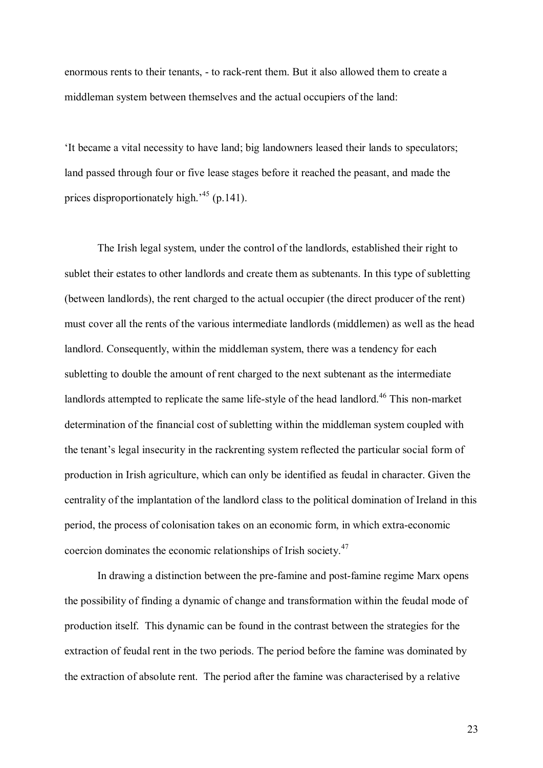enormous rents to their tenants, - to rack-rent them. But it also allowed them to create a middleman system between themselves and the actual occupiers of the land:

'It became a vital necessity to have land; big landowners leased their lands to speculators; land passed through four or five lease stages before it reached the peasant, and made the prices disproportionately high.'[45] (p.141).

The Irish legal system, under the control of the landlords, established their right to sublet their estates to other landlords and create them as subtenants. In this type of subletting (between landlords), the rent charged to the actual occupier (the direct producer of the rent) must cover all the rents of the various intermediate landlords (middlemen) as well as the head landlord. Consequently, within the middleman system, there was a tendency for each subletting to double the amount of rent charged to the next subtenant as the intermediate landlords attempted to replicate the same life-style of the head landlord.[46] This non-market determination of the financial cost of subletting within the middleman system coupled with the tenant's legal insecurity in the rackrenting system reflected the particular social form of production in Irish agriculture, which can only be identified as feudal in character. Given the centrality of the implantation of the landlord class to the political domination of Ireland in this period, the process of colonisation takes on an economic form, in which extra-economic coercion dominates the economic relationships of Irish society.[47]

In drawing a distinction between the pre-famine and post-famine regime Marx opens the possibility of finding a dynamic of change and transformation within the feudal mode of production itself. This dynamic can be found in the contrast between the strategies for the extraction of feudal rent in the two periods. The period before the famine was dominated by the extraction of absolute rent. The period after the famine was characterised by a relative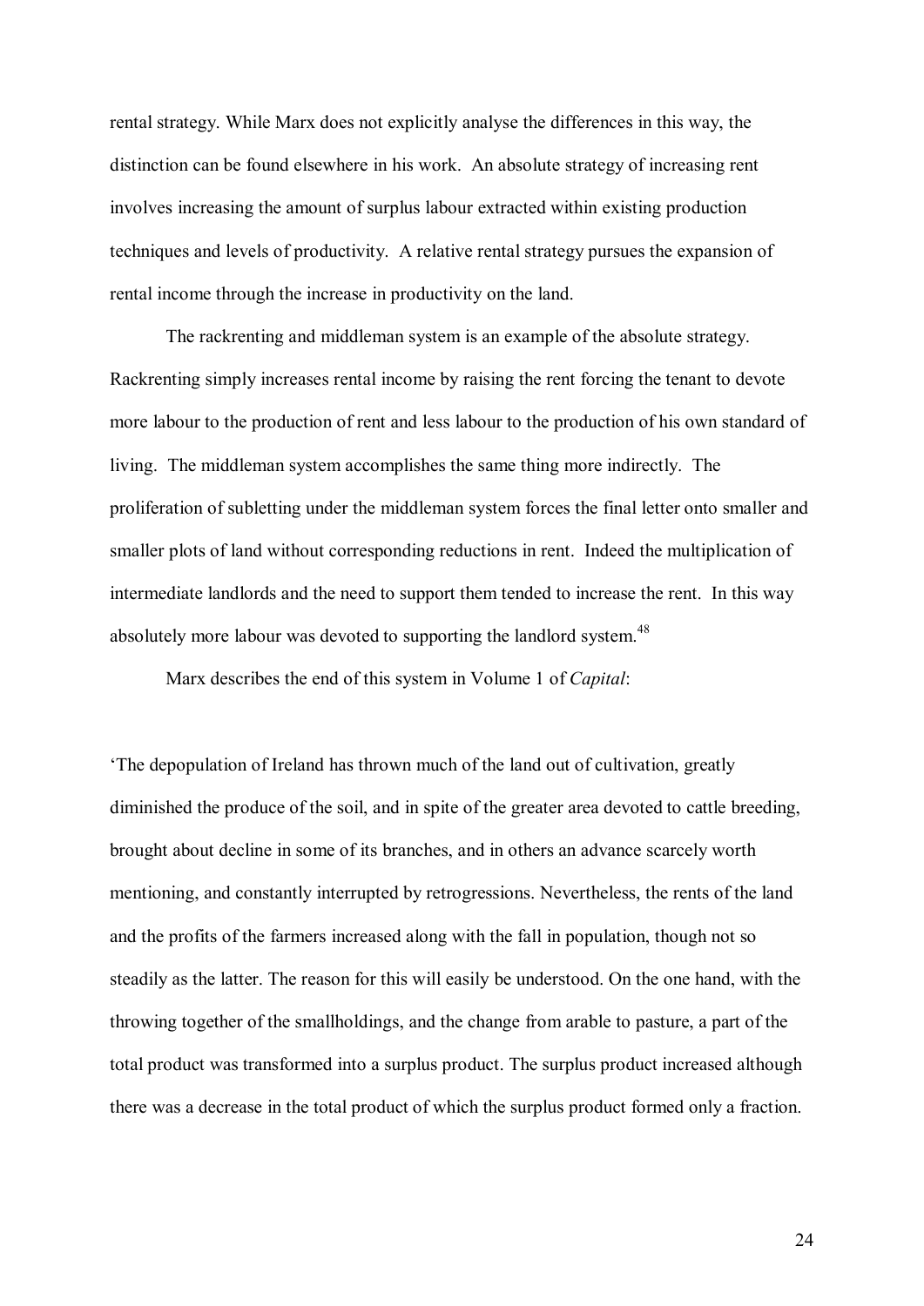rental strategy. While Marx does not explicitly analyse the differences in this way, the distinction can be found elsewhere in his work. An absolute strategy of increasing rent involves increasing the amount of surplus labour extracted within existing production techniques and levels of productivity. A relative rental strategy pursues the expansion of rental income through the increase in productivity on the land.

The rackrenting and middleman system is an example of the absolute strategy. Rackrenting simply increases rental income by raising the rent forcing the tenant to devote more labour to the production of rent and less labour to the production of his own standard of living. The middleman system accomplishes the same thing more indirectly. The proliferation of subletting under the middleman system forces the final letter onto smaller and smaller plots of land without corresponding reductions in rent. Indeed the multiplication of intermediate landlords and the need to support them tended to increase the rent. In this way absolutely more labour was devoted to supporting the landlord system.[48]

Marx describes the end of this system in Volume 1 of *Capital*:

'The depopulation of Ireland has thrown much of the land out of cultivation, greatly diminished the produce of the soil, and in spite of the greater area devoted to cattle breeding, brought about decline in some of its branches, and in others an advance scarcely worth mentioning, and constantly interrupted by retrogressions. Nevertheless, the rents of the land and the profits of the farmers increased along with the fall in population, though not so steadily as the latter. The reason for this will easily be understood. On the one hand, with the throwing together of the smallholdings, and the change from arable to pasture, a part of the total product was transformed into a surplus product. The surplus product increased although there was a decrease in the total product of which the surplus product formed only a fraction.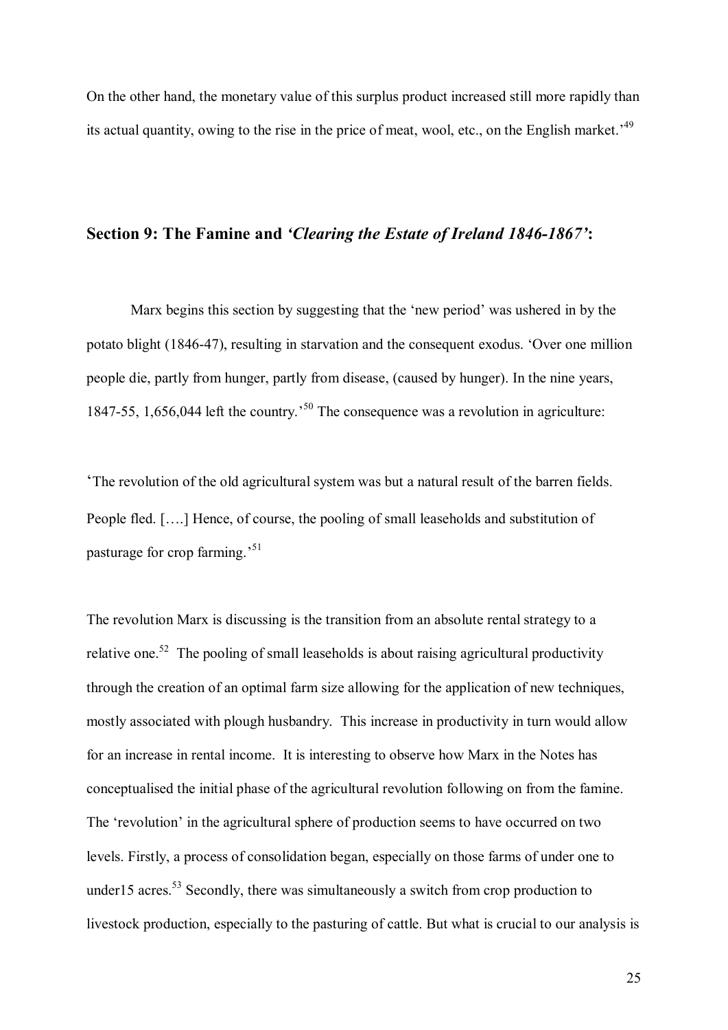On the other hand, the monetary value of this surplus product increased still more rapidly than its actual quantity, owing to the rise in the price of meat, wool, etc., on the English market.'[49]

## Section 9: The Famine and *'Clearing the Estate of Ireland 1846-1867'*:

Marx begins this section by suggesting that the 'new period' was ushered in by the potato blight (1846-47), resulting in starvation and the consequent exodus. 'Over one million people die, partly from hunger, partly from disease, (caused by hunger). In the nine years, 1847-55, 1,656,044 left the country.'[50] The consequence was a revolution in agriculture:

'The revolution of the old agricultural system was but a natural result of the barren fields. People fled. [….] Hence, of course, the pooling of small leaseholds and substitution of pasturage for crop farming.'[51]

The revolution Marx is discussing is the transition from an absolute rental strategy to a relative one.[52] The pooling of small leaseholds is about raising agricultural productivity through the creation of an optimal farm size allowing for the application of new techniques, mostly associated with plough husbandry. This increase in productivity in turn would allow for an increase in rental income. It is interesting to observe how Marx in the Notes has conceptualised the initial phase of the agricultural revolution following on from the famine. The 'revolution' in the agricultural sphere of production seems to have occurred on two levels. Firstly, a process of consolidation began, especially on those farms of under one to under15 acres.[53] Secondly, there was simultaneously a switch from crop production to livestock production, especially to the pasturing of cattle. But what is crucial to our analysis is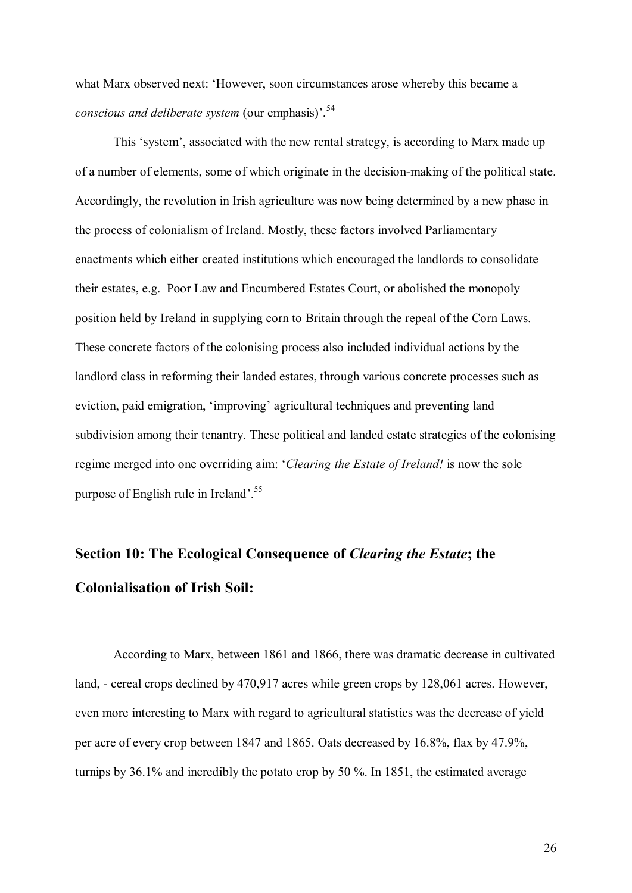what Marx observed next: 'However, soon circumstances arose whereby this became a *conscious and deliberate system* (our emphasis)'.[54]

This 'system', associated with the new rental strategy, is according to Marx made up of a number of elements, some of which originate in the decision-making of the political state. Accordingly, the revolution in Irish agriculture was now being determined by a new phase in the process of colonialism of Ireland. Mostly, these factors involved Parliamentary enactments which either created institutions which encouraged the landlords to consolidate their estates, e.g. Poor Law and Encumbered Estates Court, or abolished the monopoly position held by Ireland in supplying corn to Britain through the repeal of the Corn Laws. These concrete factors of the colonising process also included individual actions by the landlord class in reforming their landed estates, through various concrete processes such as eviction, paid emigration, 'improving' agricultural techniques and preventing land subdivision among their tenantry. These political and landed estate strategies of the colonising regime merged into one overriding aim: '*Clearing the Estate of Ireland!* is now the sole purpose of English rule in Ireland'.[55]

## Section 10: The Ecological Consequence of *Clearing the Estate*; the Colonialisation of Irish Soil:

According to Marx, between 1861 and 1866, there was dramatic decrease in cultivated land, - cereal crops declined by 470,917 acres while green crops by 128,061 acres. However, even more interesting to Marx with regard to agricultural statistics was the decrease of yield per acre of every crop between 1847 and 1865. Oats decreased by 16.8%, flax by 47.9%, turnips by 36.1% and incredibly the potato crop by 50 %. In 1851, the estimated average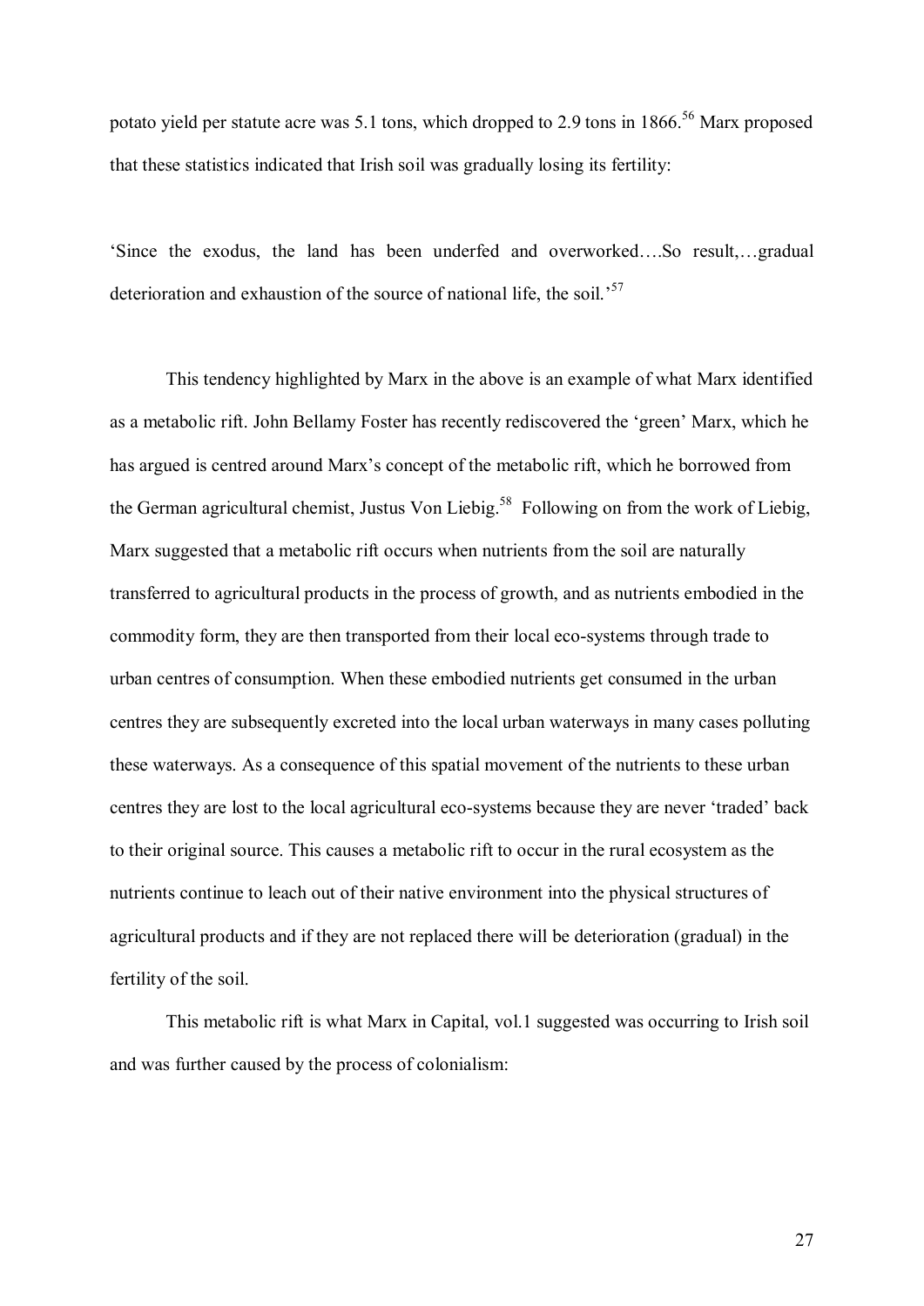potato yield per statute acre was 5.1 tons, which dropped to 2.9 tons in 1866.[56] Marx proposed that these statistics indicated that Irish soil was gradually losing its fertility:

'Since the exodus, the land has been underfed and overworked….So result,…gradual deterioration and exhaustion of the source of national life, the soil.'[57]

This tendency highlighted by Marx in the above is an example of what Marx identified as a metabolic rift. John Bellamy Foster has recently rediscovered the 'green' Marx, which he has argued is centred around Marx's concept of the metabolic rift, which he borrowed from the German agricultural chemist, Justus Von Liebig.[58] Following on from the work of Liebig, Marx suggested that a metabolic rift occurs when nutrients from the soil are naturally transferred to agricultural products in the process of growth, and as nutrients embodied in the commodity form, they are then transported from their local eco-systems through trade to urban centres of consumption. When these embodied nutrients get consumed in the urban centres they are subsequently excreted into the local urban waterways in many cases polluting these waterways. As a consequence of this spatial movement of the nutrients to these urban centres they are lost to the local agricultural eco-systems because they are never 'traded' back to their original source. This causes a metabolic rift to occur in the rural ecosystem as the nutrients continue to leach out of their native environment into the physical structures of agricultural products and if they are not replaced there will be deterioration (gradual) in the fertility of the soil.

This metabolic rift is what Marx in Capital, vol.1 suggested was occurring to Irish soil and was further caused by the process of colonialism: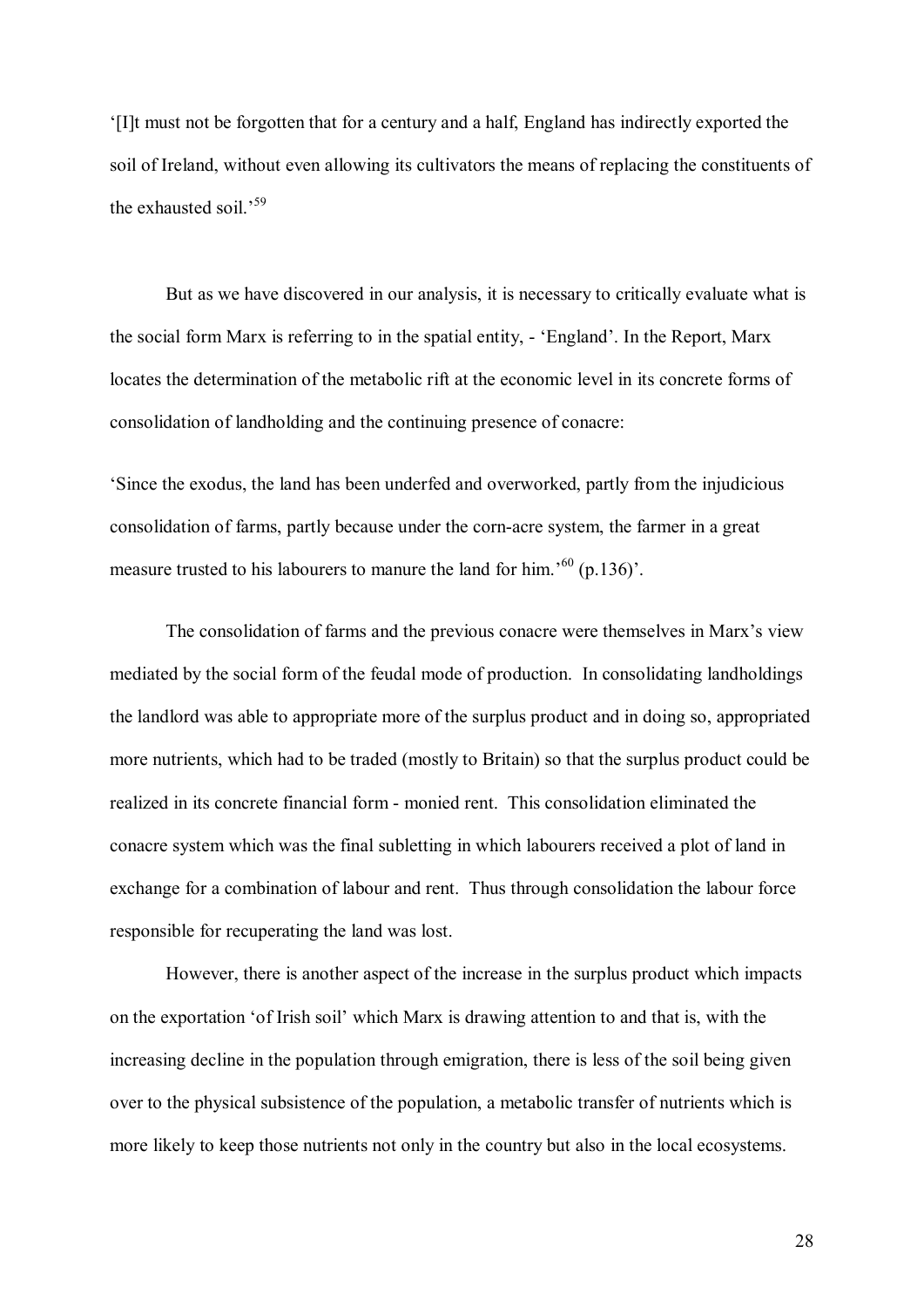'[I]t must not be forgotten that for a century and a half, England has indirectly exported the soil of Ireland, without even allowing its cultivators the means of replacing the constituents of the exhausted soil.'[59]

But as we have discovered in our analysis, it is necessary to critically evaluate what is the social form Marx is referring to in the spatial entity, - 'England'. In the Report, Marx locates the determination of the metabolic rift at the economic level in its concrete forms of consolidation of landholding and the continuing presence of conacre:

'Since the exodus, the land has been underfed and overworked, partly from the injudicious consolidation of farms, partly because under the corn-acre system, the farmer in a great measure trusted to his labourers to manure the land for him.'[60] (p.136)'.

The consolidation of farms and the previous conacre were themselves in Marx's view mediated by the social form of the feudal mode of production. In consolidating landholdings the landlord was able to appropriate more of the surplus product and in doing so, appropriated more nutrients, which had to be traded (mostly to Britain) so that the surplus product could be realized in its concrete financial form - monied rent. This consolidation eliminated the conacre system which was the final subletting in which labourers received a plot of land in exchange for a combination of labour and rent. Thus through consolidation the labour force responsible for recuperating the land was lost.

However, there is another aspect of the increase in the surplus product which impacts on the exportation 'of Irish soil' which Marx is drawing attention to and that is, with the increasing decline in the population through emigration, there is less of the soil being given over to the physical subsistence of the population, a metabolic transfer of nutrients which is more likely to keep those nutrients not only in the country but also in the local ecosystems.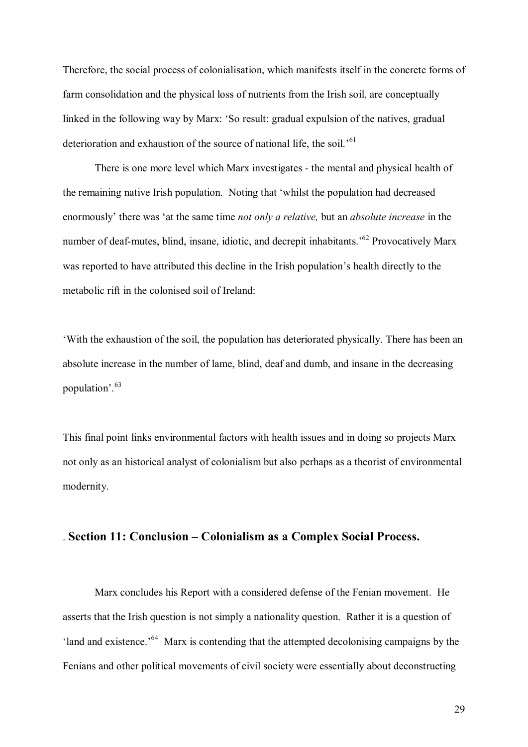Therefore, the social process of colonialisation, which manifests itself in the concrete forms of farm consolidation and the physical loss of nutrients from the Irish soil, are conceptually linked in the following way by Marx: 'So result: gradual expulsion of the natives, gradual deterioration and exhaustion of the source of national life, the soil.'[61]

There is one more level which Marx investigates - the mental and physical health of the remaining native Irish population. Noting that 'whilst the population had decreased enormously' there was 'at the same time *not only a relative,* but an *absolute increase* in the number of deaf-mutes, blind, insane, idiotic, and decrepit inhabitants.'[62] Provocatively Marx was reported to have attributed this decline in the Irish population's health directly to the metabolic rift in the colonised soil of Ireland:

'With the exhaustion of the soil, the population has deteriorated physically. There has been an absolute increase in the number of lame, blind, deaf and dumb, and insane in the decreasing population'.[63]

This final point links environmental factors with health issues and in doing so projects Marx not only as an historical analyst of colonialism but also perhaps as a theorist of environmental modernity.

## . Section 11: Conclusion – Colonialism as a Complex Social Process.

Marx concludes his Report with a considered defense of the Fenian movement. He asserts that the Irish question is not simply a nationality question. Rather it is a question of 'land and existence.'[64] Marx is contending that the attempted decolonising campaigns by the Fenians and other political movements of civil society were essentially about deconstructing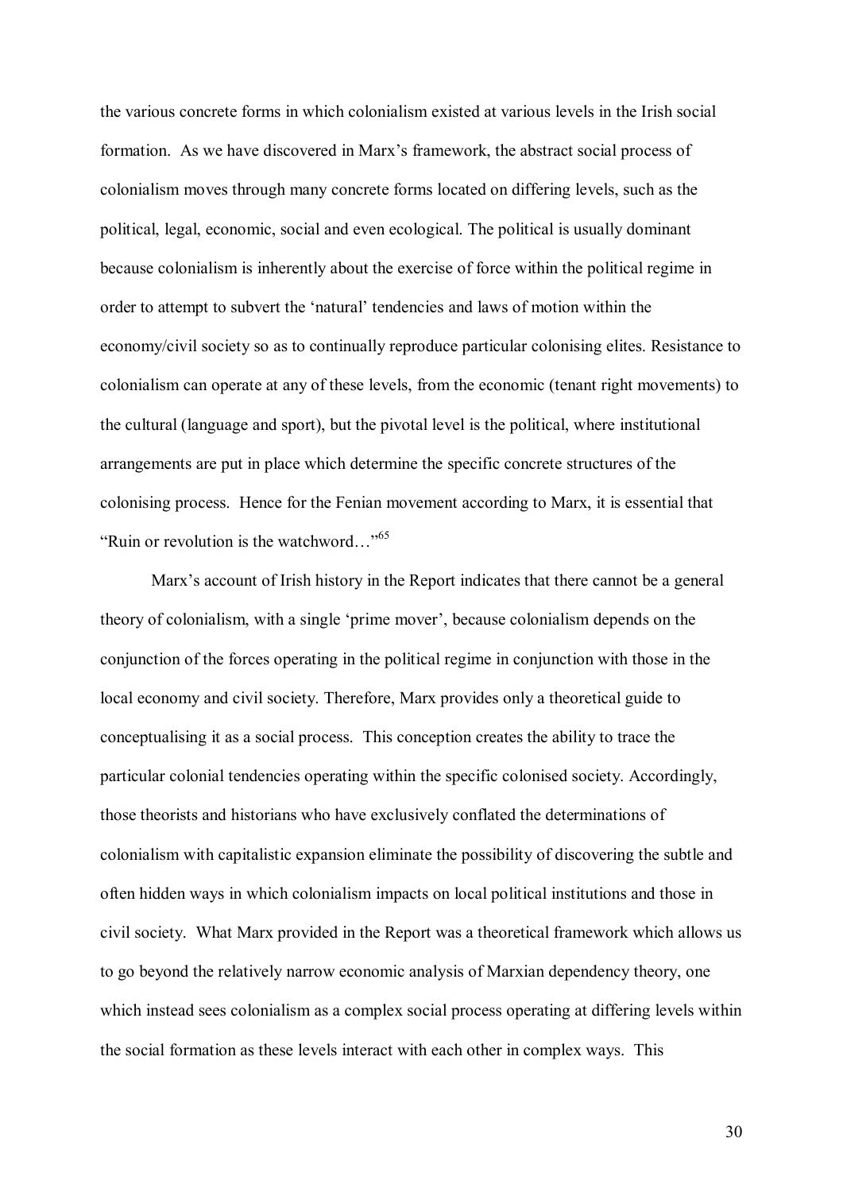the various concrete forms in which colonialism existed at various levels in the Irish social formation. As we have discovered in Marx's framework, the abstract social process of colonialism moves through many concrete forms located on differing levels, such as the political, legal, economic, social and even ecological. The political is usually dominant because colonialism is inherently about the exercise of force within the political regime in order to attempt to subvert the 'natural' tendencies and laws of motion within the economy/civil society so as to continually reproduce particular colonising elites. Resistance to colonialism can operate at any of these levels, from the economic (tenant right movements) to the cultural (language and sport), but the pivotal level is the political, where institutional arrangements are put in place which determine the specific concrete structures of the colonising process. Hence for the Fenian movement according to Marx, it is essential that "Ruin or revolution is the watchword…"[65]

Marx's account of Irish history in the Report indicates that there cannot be a general theory of colonialism, with a single 'prime mover', because colonialism depends on the conjunction of the forces operating in the political regime in conjunction with those in the local economy and civil society. Therefore, Marx provides only a theoretical guide to conceptualising it as a social process. This conception creates the ability to trace the particular colonial tendencies operating within the specific colonised society. Accordingly, those theorists and historians who have exclusively conflated the determinations of colonialism with capitalistic expansion eliminate the possibility of discovering the subtle and often hidden ways in which colonialism impacts on local political institutions and those in civil society. What Marx provided in the Report was a theoretical framework which allows us to go beyond the relatively narrow economic analysis of Marxian dependency theory, one which instead sees colonialism as a complex social process operating at differing levels within the social formation as these levels interact with each other in complex ways. This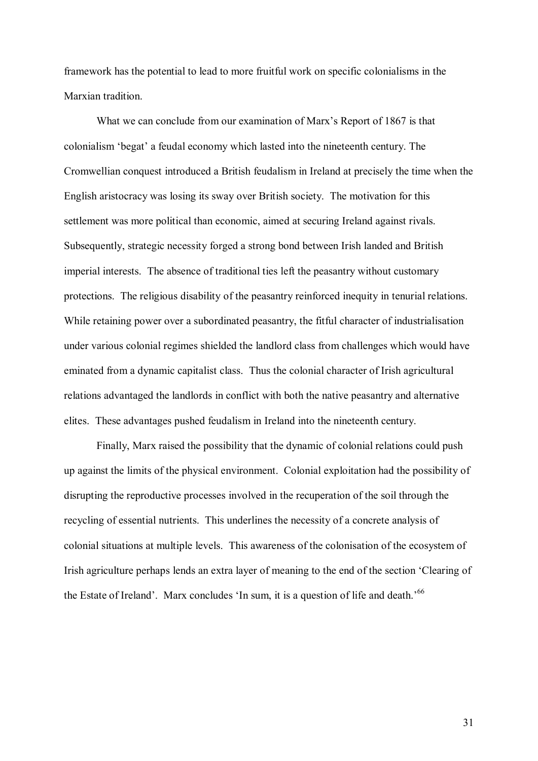framework has the potential to lead to more fruitful work on specific colonialisms in the Marxian tradition.

What we can conclude from our examination of Marx's Report of 1867 is that colonialism 'begat' a feudal economy which lasted into the nineteenth century. The Cromwellian conquest introduced a British feudalism in Ireland at precisely the time when the English aristocracy was losing its sway over British society. The motivation for this settlement was more political than economic, aimed at securing Ireland against rivals. Subsequently, strategic necessity forged a strong bond between Irish landed and British imperial interests. The absence of traditional ties left the peasantry without customary protections. The religious disability of the peasantry reinforced inequity in tenurial relations. While retaining power over a subordinated peasantry, the fitful character of industrialisation under various colonial regimes shielded the landlord class from challenges which would have eminated from a dynamic capitalist class. Thus the colonial character of Irish agricultural relations advantaged the landlords in conflict with both the native peasantry and alternative elites. These advantages pushed feudalism in Ireland into the nineteenth century.

Finally, Marx raised the possibility that the dynamic of colonial relations could push up against the limits of the physical environment. Colonial exploitation had the possibility of disrupting the reproductive processes involved in the recuperation of the soil through the recycling of essential nutrients. This underlines the necessity of a concrete analysis of colonial situations at multiple levels. This awareness of the colonisation of the ecosystem of Irish agriculture perhaps lends an extra layer of meaning to the end of the section 'Clearing of the Estate of Ireland'. Marx concludes 'In sum, it is a question of life and death.'[66]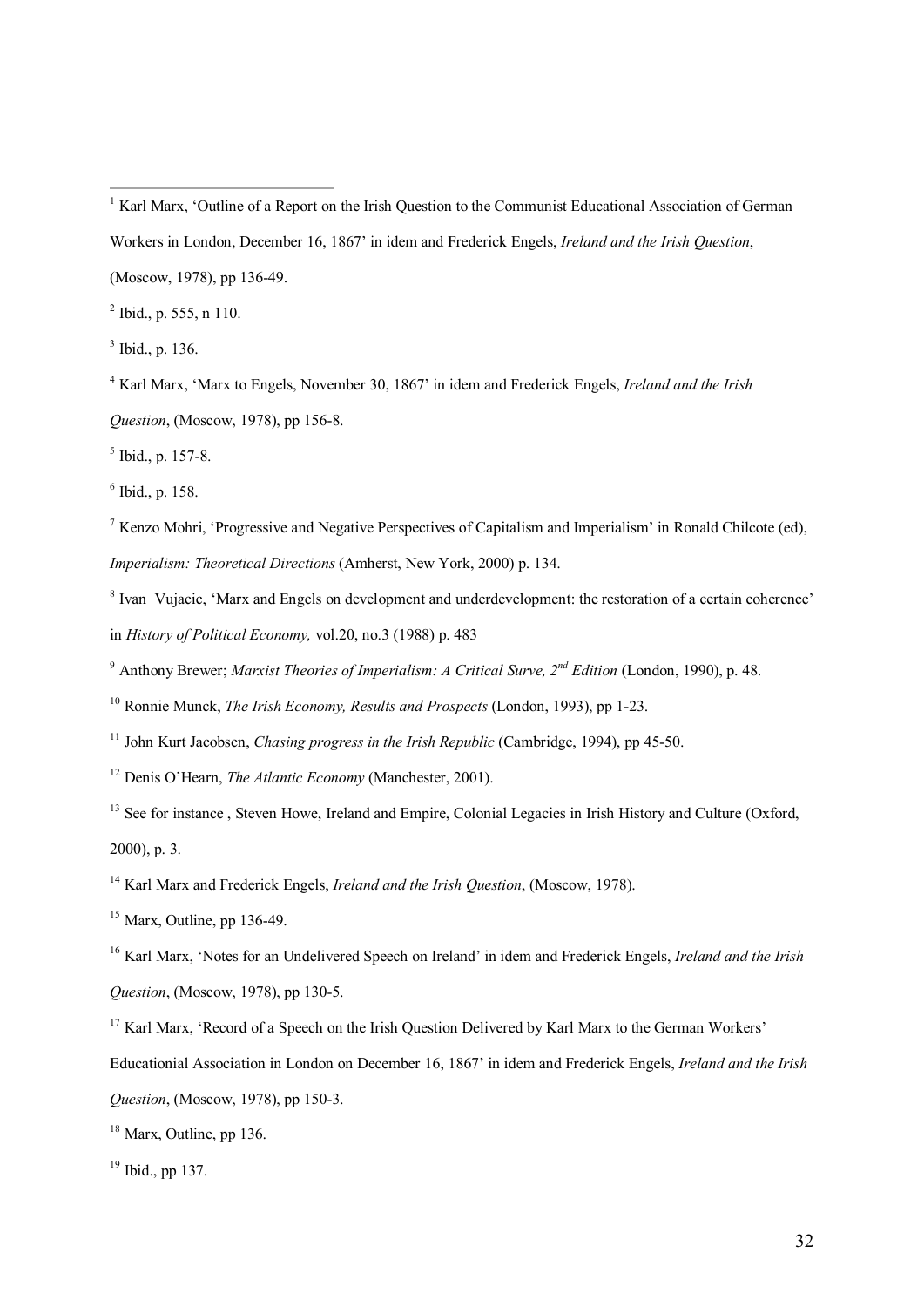[1] Karl Marx, 'Outline of a Report on the Irish Question to the Communist Educational Association of German Workers in London, December 16, 1867' in idem and Frederick Engels, *Ireland and the Irish Question*, (Moscow, 1978), pp 136-49.

[2] Ibid., p. 555, n 110.

[3] Ibid., p. 136.

[4] Karl Marx, 'Marx to Engels, November 30, 1867' in idem and Frederick Engels, *Ireland and the Irish Question*, (Moscow, 1978), pp 156-8.

[5] Ibid., p. 157-8.

[6] Ibid., p. 158.

[7] Kenzo Mohri, 'Progressive and Negative Perspectives of Capitalism and Imperialism' in Ronald Chilcote (ed), *Imperialism: Theoretical Directions* (Amherst, New York, 2000) p. 134.

[8] Ivan Vujacic, 'Marx and Engels on development and underdevelopment: the restoration of a certain coherence' in *History of Political Economy,* vol.20, no.3 (1988) p. 483

[9] Anthony Brewer; *Marxist Theories of Imperialism: A Critical Surve, 2nd Edition* (London, 1990), p. 48.

[10] Ronnie Munck, *The Irish Economy, Results and Prospects* (London, 1993), pp 1-23.

[11] John Kurt Jacobsen, *Chasing progress in the Irish Republic* (Cambridge, 1994), pp 45-50.

[12] Denis O'Hearn, *The Atlantic Economy* (Manchester, 2001).

[13] See for instance , Steven Howe, Ireland and Empire, Colonial Legacies in Irish History and Culture (Oxford, 2000), p. 3.

[14] Karl Marx and Frederick Engels, *Ireland and the Irish Question*, (Moscow, 1978).

[15] Marx, Outline, pp 136-49.

[16] Karl Marx, 'Notes for an Undelivered Speech on Ireland' in idem and Frederick Engels, *Ireland and the Irish Question*, (Moscow, 1978), pp 130-5.

[17] Karl Marx, 'Record of a Speech on the Irish Question Delivered by Karl Marx to the German Workers' Educationial Association in London on December 16, 1867' in idem and Frederick Engels, *Ireland and the Irish Question*, (Moscow, 1978), pp 150-3.

[18] Marx, Outline, pp 136.

[19] Ibid., pp 137.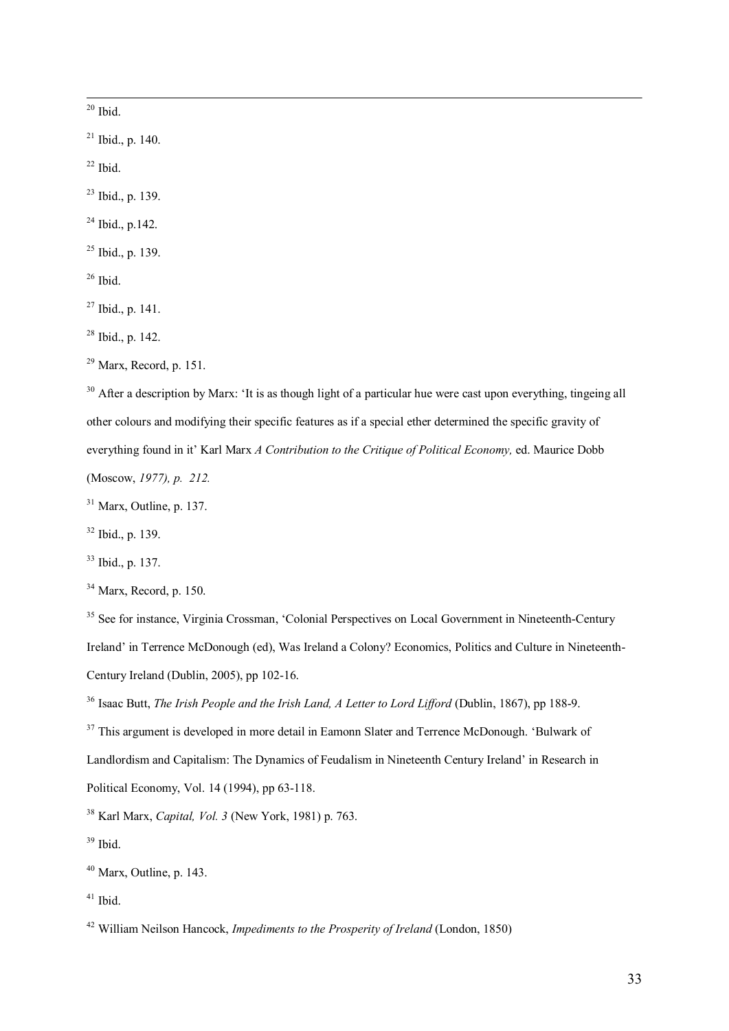[20] Ibid.

[21] Ibid., p. 140.

[22] Ibid.

[23] Ibid., p. 139.

[24] Ibid., p.142.

[25] Ibid., p. 139.

[26] Ibid.

[27] Ibid., p. 141.

[28] Ibid., p. 142.

[29] Marx, Record, p. 151.

[30] After a description by Marx: 'It is as though light of a particular hue were cast upon everything, tingeing all other colours and modifying their specific features as if a special ether determined the specific gravity of everything found in it' Karl Marx *A Contribution to the Critique of Political Economy,* ed. Maurice Dobb (Moscow, *1977), p. 212.*

[31] Marx, Outline, p. 137.

[32] Ibid., p. 139.

[33] Ibid., p. 137.

[34] Marx, Record, p. 150.

[35] See for instance, Virginia Crossman, 'Colonial Perspectives on Local Government in Nineteenth-Century Ireland' in Terrence McDonough (ed), Was Ireland a Colony? Economics, Politics and Culture in Nineteenth-Century Ireland (Dublin, 2005), pp 102-16.

[36] Isaac Butt, *The Irish People and the Irish Land, A Letter to Lord Lifford* (Dublin, 1867), pp 188-9.

[37] This argument is developed in more detail in Eamonn Slater and Terrence McDonough. 'Bulwark of Landlordism and Capitalism: The Dynamics of Feudalism in Nineteenth Century Ireland' in Research in Political Economy, Vol. 14 (1994), pp 63-118.

[38] Karl Marx, *Capital, Vol. 3* (New York, 1981) p. 763.

[39] Ibid.

[40] Marx, Outline, p. 143.

[41] Ibid.

[42] William Neilson Hancock, *Impediments to the Prosperity of Ireland* (London, 1850)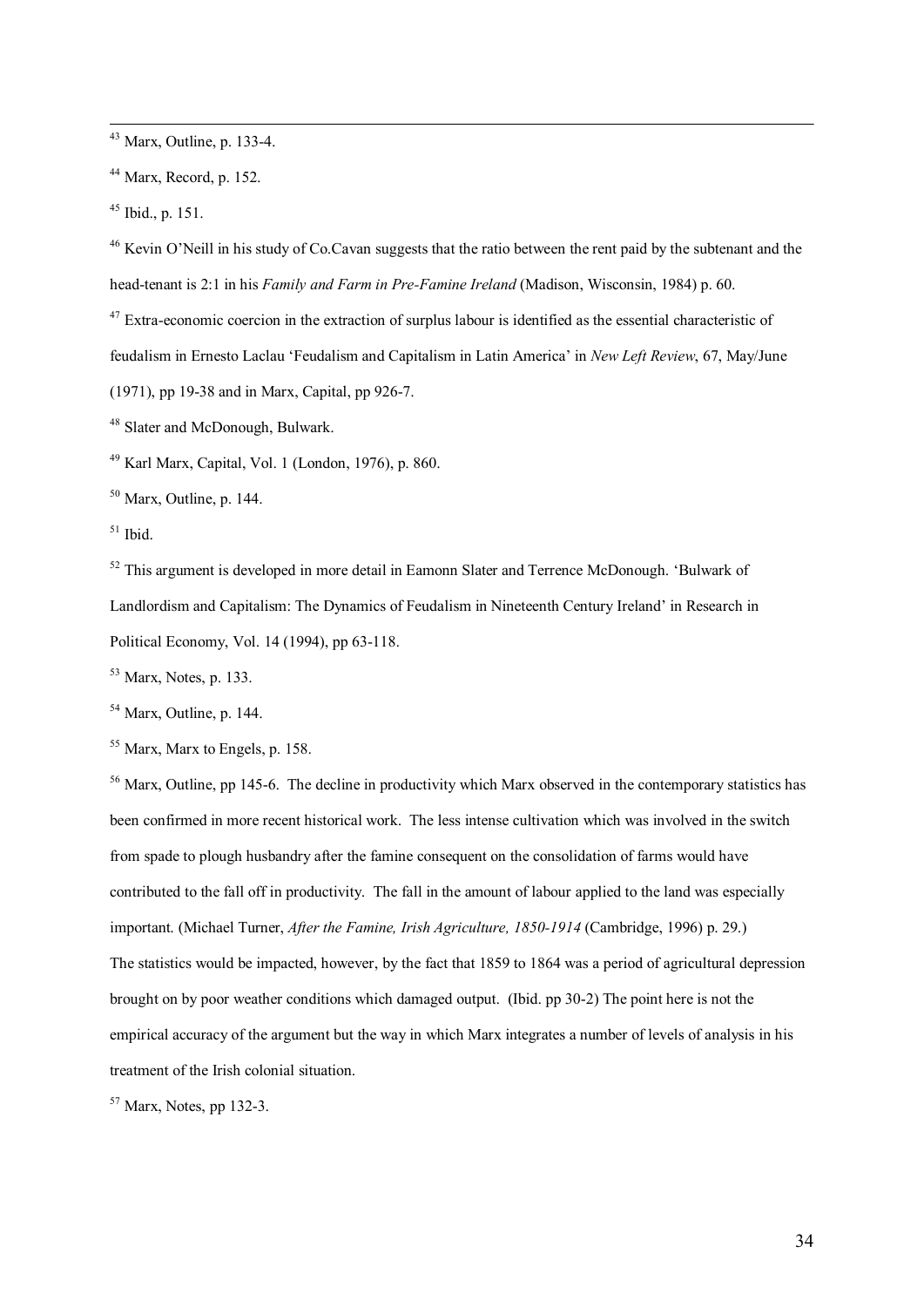[43] Marx, Outline, p. 133-4.

[44] Marx, Record, p. 152.

[45] Ibid., p. 151.

[46] Kevin O'Neill in his study of Co.Cavan suggests that the ratio between the rent paid by the subtenant and the head-tenant is 2:1 in his *Family and Farm in Pre-Famine Ireland* (Madison, Wisconsin, 1984) p. 60.

[47] Extra-economic coercion in the extraction of surplus labour is identified as the essential characteristic of feudalism in Ernesto Laclau 'Feudalism and Capitalism in Latin America' in *New Left Review*, 67, May/June (1971), pp 19-38 and in Marx, Capital, pp 926-7.

[48] Slater and McDonough, Bulwark.

[49] Karl Marx, Capital, Vol. 1 (London, 1976), p. 860.

[50] Marx, Outline, p. 144.

[51] Ibid.

[52] This argument is developed in more detail in Eamonn Slater and Terrence McDonough. 'Bulwark of Landlordism and Capitalism: The Dynamics of Feudalism in Nineteenth Century Ireland' in Research in Political Economy, Vol. 14 (1994), pp 63-118.

[53] Marx, Notes, p. 133.

[54] Marx, Outline, p. 144.

[55] Marx, Marx to Engels, p. 158.

[56] Marx, Outline, pp 145-6. The decline in productivity which Marx observed in the contemporary statistics has been confirmed in more recent historical work. The less intense cultivation which was involved in the switch from spade to plough husbandry after the famine consequent on the consolidation of farms would have contributed to the fall off in productivity. The fall in the amount of labour applied to the land was especially important. (Michael Turner, *After the Famine, Irish Agriculture, 1850-1914* (Cambridge, 1996) p. 29.) The statistics would be impacted, however, by the fact that 1859 to 1864 was a period of agricultural depression brought on by poor weather conditions which damaged output. (Ibid. pp 30-2) The point here is not the empirical accuracy of the argument but the way in which Marx integrates a number of levels of analysis in his treatment of the Irish colonial situation.

[57] Marx, Notes, pp 132-3.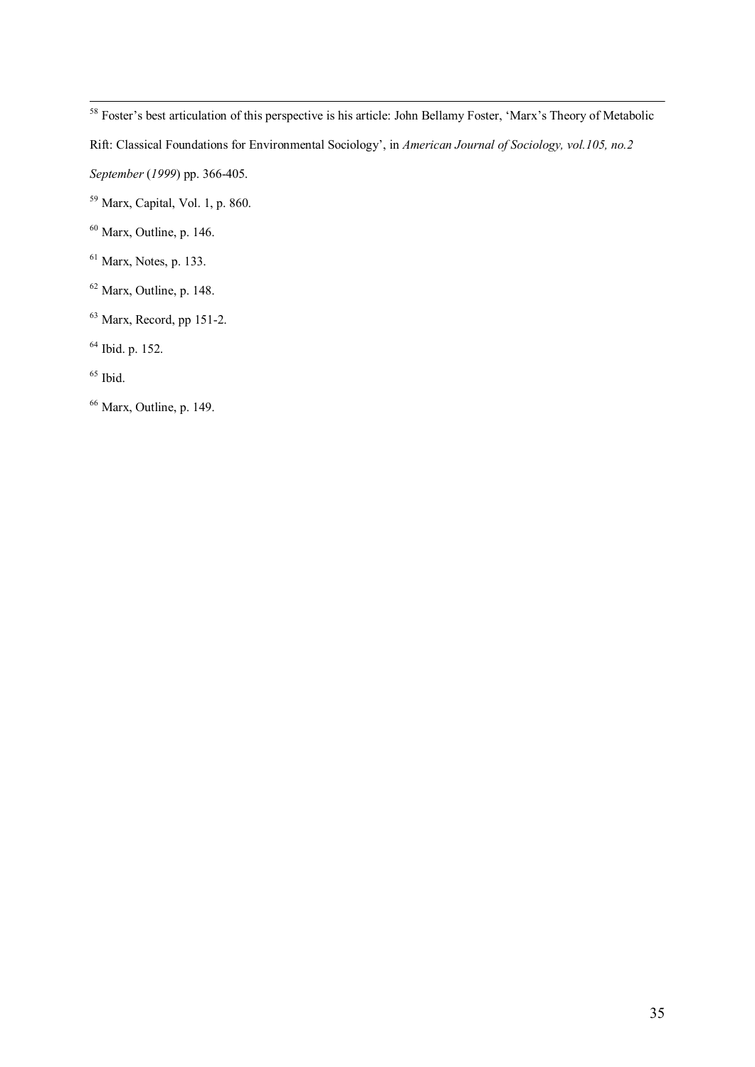[58] Foster's best articulation of this perspective is his article: John Bellamy Foster, 'Marx's Theory of Metabolic Rift: Classical Foundations for Environmental Sociology', in *American Journal of Sociology, vol.105, no.2 September* (*1999*) pp. 366-405.

[59] Marx, Capital, Vol. 1, p. 860.

[60] Marx, Outline, p. 146.

[61] Marx, Notes, p. 133.

[62] Marx, Outline, p. 148.

[63] Marx, Record, pp 151-2.

[64] Ibid. p. 152.

[65] Ibid.

[66] Marx, Outline, p. 149.